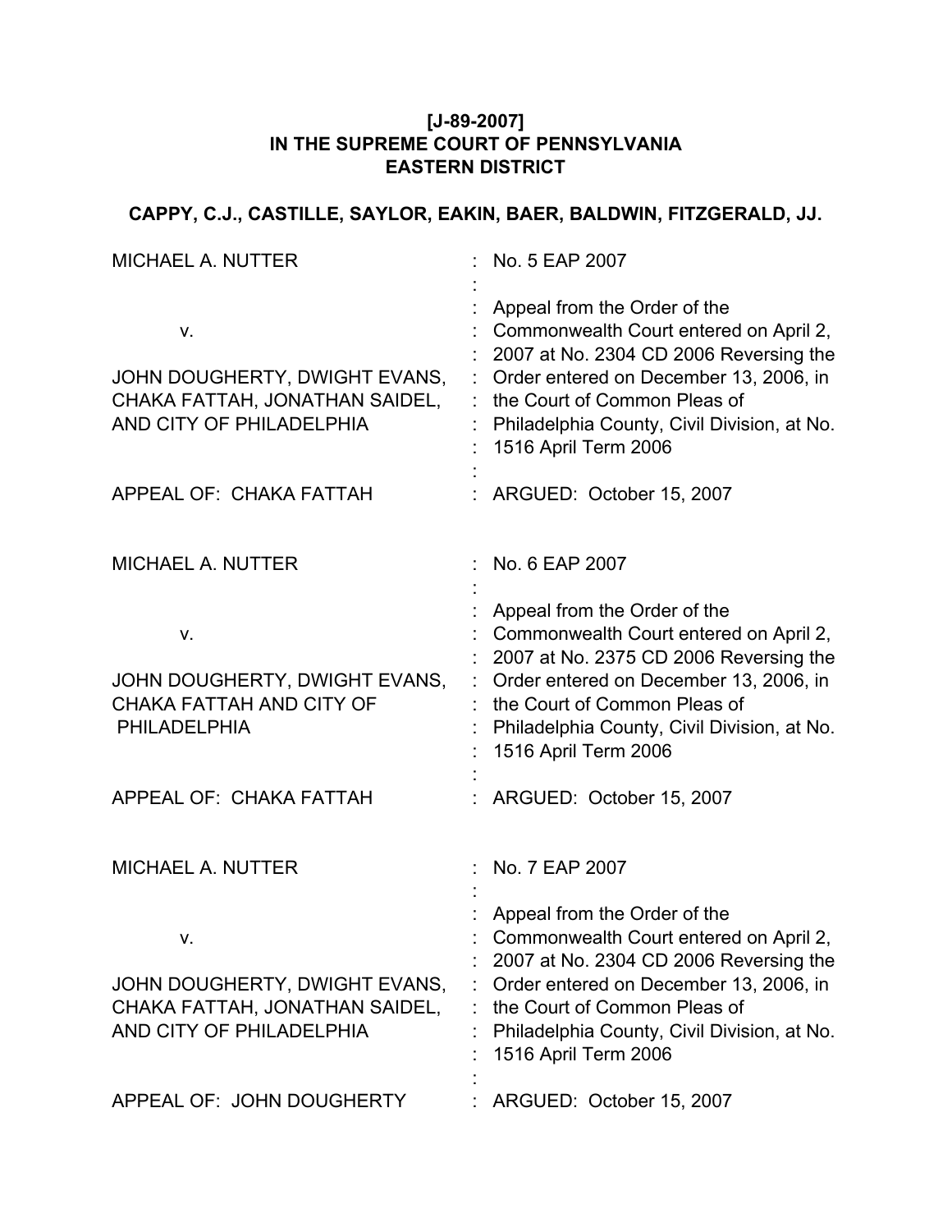**[J-89-2007]**
**IN THE SUPREME COURT OF PENNSYLVANIA**
**EASTERN DISTRICT**

**CAPPY, C.J., CASTILLE, SAYLOR, EAKIN, BAER, BALDWIN, FITZGERALD, JJ.**

| | |
|---|---|
| MICHAEL A. NUTTER<br><br>v.<br><br>JOHN DOUGHERTY, DWIGHT EVANS, CHAKA FATTAH, JONATHAN SAIDEL, AND CITY OF PHILADELPHIA<br><br>APPEAL OF: CHAKA FATTAH | : No. 5 EAP 2007<br><br>: Appeal from the Order of the Commonwealth Court entered on April 2, 2007 at No. 2304 CD 2006 Reversing the Order entered on December 13, 2006, in the Court of Common Pleas of Philadelphia County, Civil Division, at No. 1516 April Term 2006<br><br>: ARGUED: October 15, 2007 |
| MICHAEL A. NUTTER<br><br>v.<br><br>JOHN DOUGHERTY, DWIGHT EVANS, CHAKA FATTAH AND CITY OF PHILADELPHIA<br><br>APPEAL OF: CHAKA FATTAH | : No. 6 EAP 2007<br><br>: Appeal from the Order of the Commonwealth Court entered on April 2, 2007 at No. 2375 CD 2006 Reversing the Order entered on December 13, 2006, in the Court of Common Pleas of Philadelphia County, Civil Division, at No. 1516 April Term 2006<br><br>: ARGUED: October 15, 2007 |
| MICHAEL A. NUTTER<br><br>v.<br><br>JOHN DOUGHERTY, DWIGHT EVANS, CHAKA FATTAH, JONATHAN SAIDEL, AND CITY OF PHILADELPHIA<br><br>APPEAL OF: JOHN DOUGHERTY | : No. 7 EAP 2007<br><br>: Appeal from the Order of the Commonwealth Court entered on April 2, 2007 at No. 2304 CD 2006 Reversing the Order entered on December 13, 2006, in the Court of Common Pleas of Philadelphia County, Civil Division, at No. 1516 April Term 2006<br><br>: ARGUED: October 15, 2007 |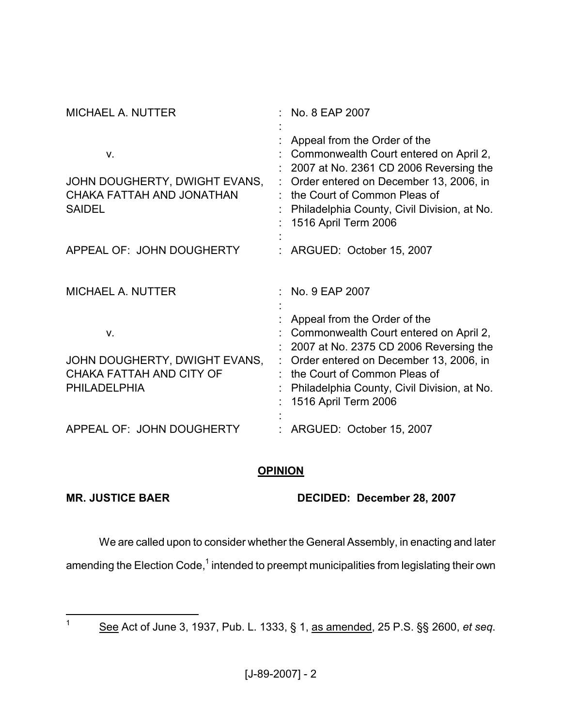| | |
|---|---|
| MICHAEL A. NUTTER | No. 8 EAP 2007 |
| v. | Appeal from the Order of the Commonwealth Court entered on April 2, 2007 at No. 2361 CD 2006 Reversing the Order entered on December 13, 2006, in the Court of Common Pleas of Philadelphia County, Civil Division, at No. 1516 April Term 2006 |
| JOHN DOUGHERTY, DWIGHT EVANS, CHAKA FATTAH AND JONATHAN SAIDEL | |
| APPEAL OF: JOHN DOUGHERTY | ARGUED: October 15, 2007 |

| | |
|---|---|
| MICHAEL A. NUTTER | No. 9 EAP 2007 |
| v. | Appeal from the Order of the Commonwealth Court entered on April 2, 2007 at No. 2375 CD 2006 Reversing the Order entered on December 13, 2006, in the Court of Common Pleas of Philadelphia County, Civil Division, at No. 1516 April Term 2006 |
| JOHN DOUGHERTY, DWIGHT EVANS, CHAKA FATTAH AND CITY OF PHILADELPHIA | |
| APPEAL OF: JOHN DOUGHERTY | ARGUED: October 15, 2007 |

## OPINION

**MR. JUSTICE BAER** **DECIDED: December 28, 2007**

We are called upon to consider whether the General Assembly, in enacting and later amending the Election Code,[1] intended to preempt municipalities from legislating their own

[1] See Act of June 3, 1937, Pub. L. 1333, § 1, as amended, 25 P.S. §§ 2600, *et seq.*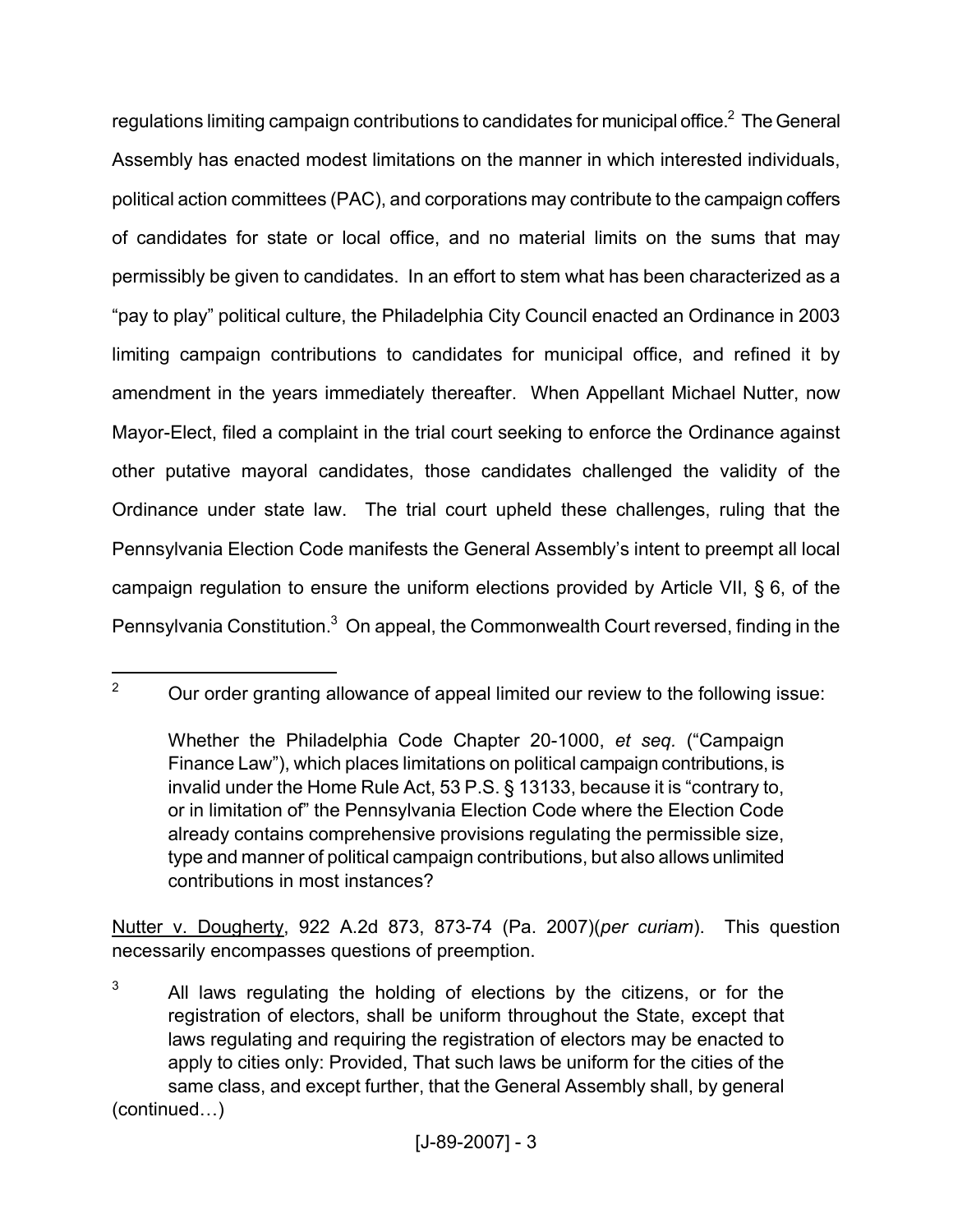regulations limiting campaign contributions to candidates for municipal office.[2] The General Assembly has enacted modest limitations on the manner in which interested individuals, political action committees (PAC), and corporations may contribute to the campaign coffers of candidates for state or local office, and no material limits on the sums that may permissibly be given to candidates. In an effort to stem what has been characterized as a "pay to play" political culture, the Philadelphia City Council enacted an Ordinance in 2003 limiting campaign contributions to candidates for municipal office, and refined it by amendment in the years immediately thereafter. When Appellant Michael Nutter, now Mayor-Elect, filed a complaint in the trial court seeking to enforce the Ordinance against other putative mayoral candidates, those candidates challenged the validity of the Ordinance under state law. The trial court upheld these challenges, ruling that the Pennsylvania Election Code manifests the General Assembly's intent to preempt all local campaign regulation to ensure the uniform elections provided by Article VII, § 6, of the Pennsylvania Constitution.[3] On appeal, the Commonwealth Court reversed, finding in the

---

[2] Our order granting allowance of appeal limited our review to the following issue:

> Whether the Philadelphia Code Chapter 20-1000, *et seq.* ("Campaign Finance Law"), which places limitations on political campaign contributions, is invalid under the Home Rule Act, 53 P.S. § 13133, because it is "contrary to, or in limitation of" the Pennsylvania Election Code where the Election Code already contains comprehensive provisions regulating the permissible size, type and manner of political campaign contributions, but also allows unlimited contributions in most instances?

Nutter v. Dougherty, 922 A.2d 873, 873-74 (Pa. 2007)(*per curiam*). This question necessarily encompasses questions of preemption.

[3] All laws regulating the holding of elections by the citizens, or for the registration of electors, shall be uniform throughout the State, except that laws regulating and requiring the registration of electors may be enacted to apply to cities only: Provided, That such laws be uniform for the cities of the same class, and except further, that the General Assembly shall, by general
(continued…)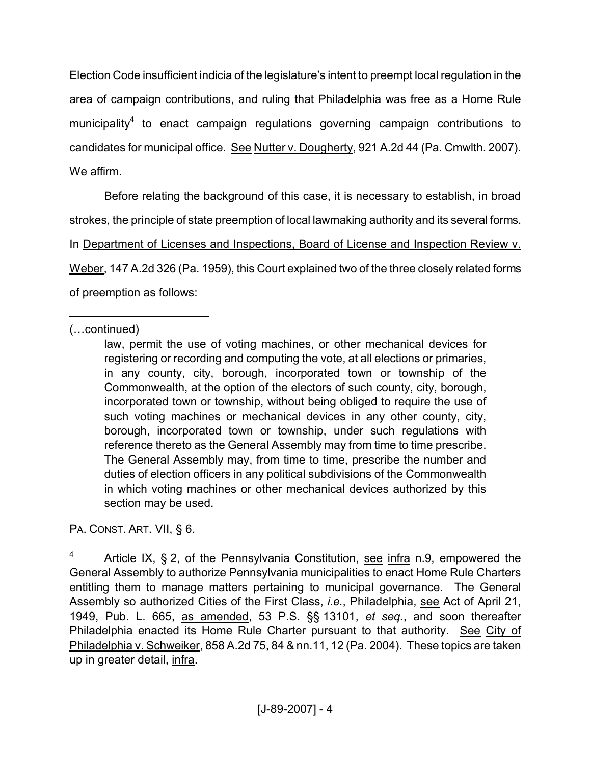Election Code insufficient indicia of the legislature's intent to preempt local regulation in the area of campaign contributions, and ruling that Philadelphia was free as a Home Rule municipality[4] to enact campaign regulations governing campaign contributions to candidates for municipal office. See Nutter v. Dougherty, 921 A.2d 44 (Pa. Cmwlth. 2007). We affirm.

Before relating the background of this case, it is necessary to establish, in broad strokes, the principle of state preemption of local lawmaking authority and its several forms. In Department of Licenses and Inspections, Board of License and Inspection Review v. Weber, 147 A.2d 326 (Pa. 1959), this Court explained two of the three closely related forms of preemption as follows:

---

(…continued)

> law, permit the use of voting machines, or other mechanical devices for registering or recording and computing the vote, at all elections or primaries, in any county, city, borough, incorporated town or township of the Commonwealth, at the option of the electors of such county, city, borough, incorporated town or township, without being obliged to require the use of such voting machines or mechanical devices in any other county, city, borough, incorporated town or township, under such regulations with reference thereto as the General Assembly may from time to time prescribe. The General Assembly may, from time to time, prescribe the number and duties of election officers in any political subdivisions of the Commonwealth in which voting machines or other mechanical devices authorized by this section may be used.

PA. CONST. ART. VII, § 6.

[4] Article IX, § 2, of the Pennsylvania Constitution, see infra n.9, empowered the General Assembly to authorize Pennsylvania municipalities to enact Home Rule Charters entitling them to manage matters pertaining to municipal governance. The General Assembly so authorized Cities of the First Class, *i.e.*, Philadelphia, see Act of April 21, 1949, Pub. L. 665, as amended, 53 P.S. §§ 13101, *et seq.*, and soon thereafter Philadelphia enacted its Home Rule Charter pursuant to that authority. See City of Philadelphia v. Schweiker, 858 A.2d 75, 84 & nn.11, 12 (Pa. 2004). These topics are taken up in greater detail, infra.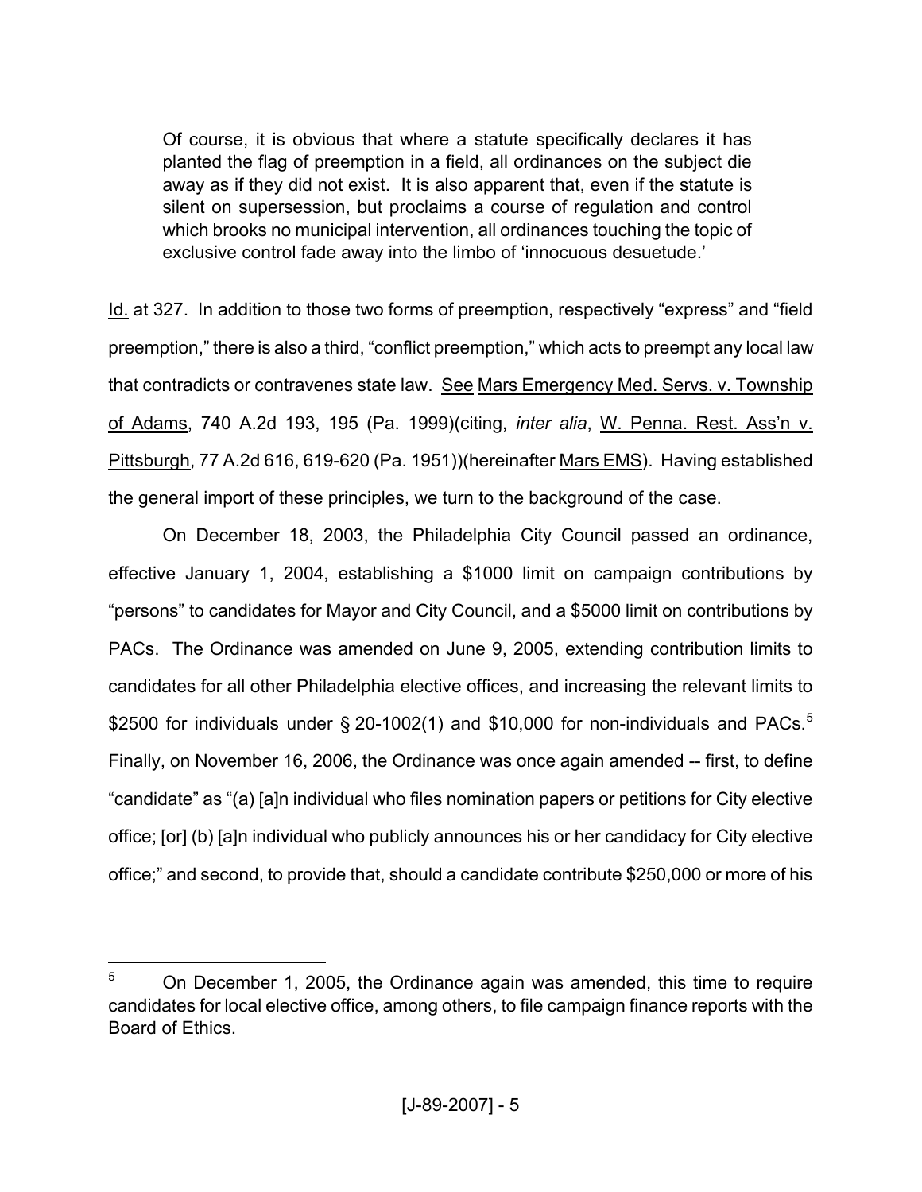> Of course, it is obvious that where a statute specifically declares it has planted the flag of preemption in a field, all ordinances on the subject die away as if they did not exist. It is also apparent that, even if the statute is silent on supersession, but proclaims a course of regulation and control which brooks no municipal intervention, all ordinances touching the topic of exclusive control fade away into the limbo of 'innocuous desuetude.'

Id. at 327. In addition to those two forms of preemption, respectively "express" and "field preemption," there is also a third, "conflict preemption," which acts to preempt any local law that contradicts or contravenes state law. See Mars Emergency Med. Servs. v. Township of Adams, 740 A.2d 193, 195 (Pa. 1999)(citing, *inter alia*, W. Penna. Rest. Ass'n v. Pittsburgh, 77 A.2d 616, 619-620 (Pa. 1951))(hereinafter Mars EMS). Having established the general import of these principles, we turn to the background of the case.

On December 18, 2003, the Philadelphia City Council passed an ordinance, effective January 1, 2004, establishing a $1000 limit on campaign contributions by "persons" to candidates for Mayor and City Council, and a $5000 limit on contributions by PACs. The Ordinance was amended on June 9, 2005, extending contribution limits to candidates for all other Philadelphia elective offices, and increasing the relevant limits to $2500 for individuals under § 20-1002(1) and $10,000 for non-individuals and PACs.[5] Finally, on November 16, 2006, the Ordinance was once again amended -- first, to define "candidate" as "(a) [a]n individual who files nomination papers or petitions for City elective office; [or] (b) [a]n individual who publicly announces his or her candidacy for City elective office;" and second, to provide that, should a candidate contribute $250,000 or more of his

---

[5] On December 1, 2005, the Ordinance again was amended, this time to require candidates for local elective office, among others, to file campaign finance reports with the Board of Ethics.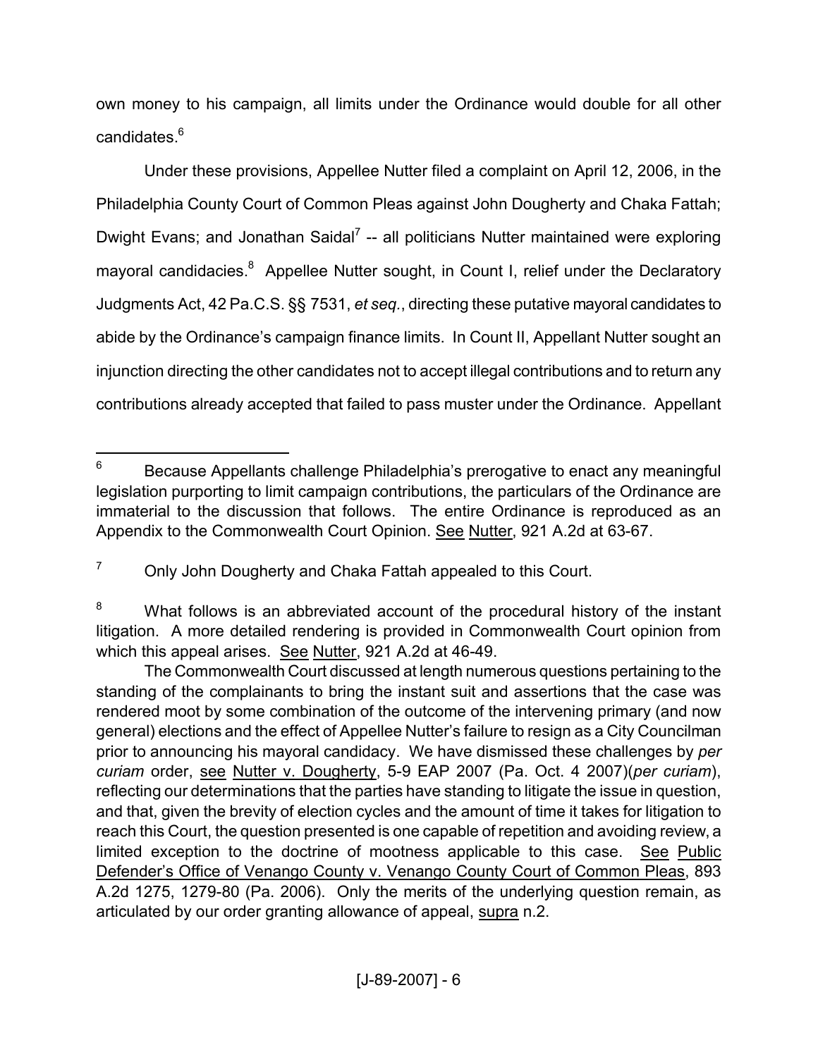own money to his campaign, all limits under the Ordinance would double for all other candidates.[6]

Under these provisions, Appellee Nutter filed a complaint on April 12, 2006, in the Philadelphia County Court of Common Pleas against John Dougherty and Chaka Fattah; Dwight Evans; and Jonathan Saidal[7] -- all politicians Nutter maintained were exploring mayoral candidacies.[8] Appellee Nutter sought, in Count I, relief under the Declaratory Judgments Act, 42 Pa.C.S. §§ 7531, *et seq.*, directing these putative mayoral candidates to abide by the Ordinance's campaign finance limits. In Count II, Appellant Nutter sought an injunction directing the other candidates not to accept illegal contributions and to return any contributions already accepted that failed to pass muster under the Ordinance. Appellant

---

[6] Because Appellants challenge Philadelphia's prerogative to enact any meaningful legislation purporting to limit campaign contributions, the particulars of the Ordinance are immaterial to the discussion that follows. The entire Ordinance is reproduced as an Appendix to the Commonwealth Court Opinion. See Nutter, 921 A.2d at 63-67.

[7] Only John Dougherty and Chaka Fattah appealed to this Court.

[8] What follows is an abbreviated account of the procedural history of the instant litigation. A more detailed rendering is provided in Commonwealth Court opinion from which this appeal arises. See Nutter, 921 A.2d at 46-49.

The Commonwealth Court discussed at length numerous questions pertaining to the standing of the complainants to bring the instant suit and assertions that the case was rendered moot by some combination of the outcome of the intervening primary (and now general) elections and the effect of Appellee Nutter's failure to resign as a City Councilman prior to announcing his mayoral candidacy. We have dismissed these challenges by *per curiam* order, see Nutter v. Dougherty, 5-9 EAP 2007 (Pa. Oct. 4 2007)(*per curiam*), reflecting our determinations that the parties have standing to litigate the issue in question, and that, given the brevity of election cycles and the amount of time it takes for litigation to reach this Court, the question presented is one capable of repetition and avoiding review, a limited exception to the doctrine of mootness applicable to this case. See Public Defender's Office of Venango County v. Venango County Court of Common Pleas, 893 A.2d 1275, 1279-80 (Pa. 2006). Only the merits of the underlying question remain, as articulated by our order granting allowance of appeal, supra n.2.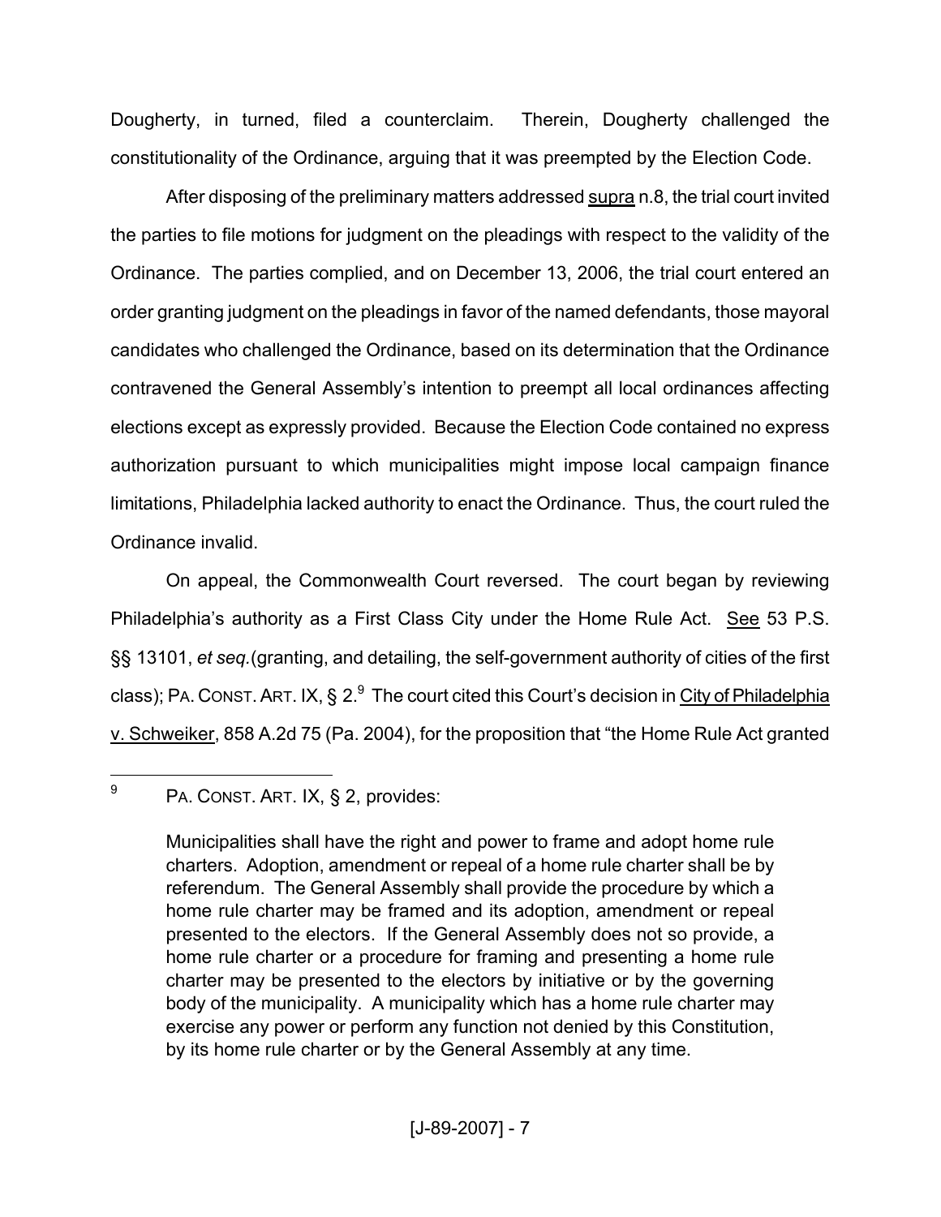Dougherty, in turned, filed a counterclaim. Therein, Dougherty challenged the constitutionality of the Ordinance, arguing that it was preempted by the Election Code.

After disposing of the preliminary matters addressed supra n.8, the trial court invited the parties to file motions for judgment on the pleadings with respect to the validity of the Ordinance. The parties complied, and on December 13, 2006, the trial court entered an order granting judgment on the pleadings in favor of the named defendants, those mayoral candidates who challenged the Ordinance, based on its determination that the Ordinance contravened the General Assembly's intention to preempt all local ordinances affecting elections except as expressly provided. Because the Election Code contained no express authorization pursuant to which municipalities might impose local campaign finance limitations, Philadelphia lacked authority to enact the Ordinance. Thus, the court ruled the Ordinance invalid.

On appeal, the Commonwealth Court reversed. The court began by reviewing Philadelphia's authority as a First Class City under the Home Rule Act. See 53 P.S. §§ 13101, *et seq.*(granting, and detailing, the self-government authority of cities of the first class); PA. CONST. ART. IX, § 2.[9] The court cited this Court's decision in City of Philadelphia v. Schweiker, 858 A.2d 75 (Pa. 2004), for the proposition that "the Home Rule Act granted

---

[9] PA. CONST. ART. IX, § 2, provides:

> Municipalities shall have the right and power to frame and adopt home rule charters. Adoption, amendment or repeal of a home rule charter shall be by referendum. The General Assembly shall provide the procedure by which a home rule charter may be framed and its adoption, amendment or repeal presented to the electors. If the General Assembly does not so provide, a home rule charter or a procedure for framing and presenting a home rule charter may be presented to the electors by initiative or by the governing body of the municipality. A municipality which has a home rule charter may exercise any power or perform any function not denied by this Constitution, by its home rule charter or by the General Assembly at any time.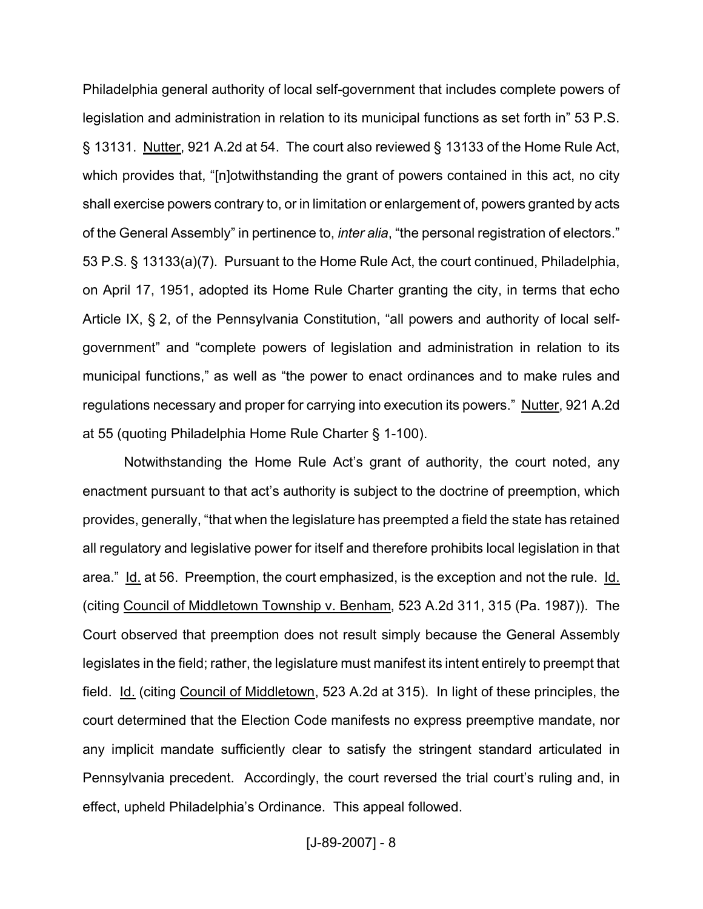Philadelphia general authority of local self-government that includes complete powers of legislation and administration in relation to its municipal functions as set forth in" 53 P.S. § 13131. Nutter, 921 A.2d at 54. The court also reviewed § 13133 of the Home Rule Act, which provides that, "[n]otwithstanding the grant of powers contained in this act, no city shall exercise powers contrary to, or in limitation or enlargement of, powers granted by acts of the General Assembly" in pertinence to, *inter alia*, "the personal registration of electors." 53 P.S. § 13133(a)(7). Pursuant to the Home Rule Act, the court continued, Philadelphia, on April 17, 1951, adopted its Home Rule Charter granting the city, in terms that echo Article IX, § 2, of the Pennsylvania Constitution, "all powers and authority of local self-government" and "complete powers of legislation and administration in relation to its municipal functions," as well as "the power to enact ordinances and to make rules and regulations necessary and proper for carrying into execution its powers." Nutter, 921 A.2d at 55 (quoting Philadelphia Home Rule Charter § 1-100).

Notwithstanding the Home Rule Act's grant of authority, the court noted, any enactment pursuant to that act's authority is subject to the doctrine of preemption, which provides, generally, "that when the legislature has preempted a field the state has retained all regulatory and legislative power for itself and therefore prohibits local legislation in that area." Id. at 56. Preemption, the court emphasized, is the exception and not the rule. Id. (citing Council of Middletown Township v. Benham, 523 A.2d 311, 315 (Pa. 1987)). The Court observed that preemption does not result simply because the General Assembly legislates in the field; rather, the legislature must manifest its intent entirely to preempt that field. Id. (citing Council of Middletown, 523 A.2d at 315). In light of these principles, the court determined that the Election Code manifests no express preemptive mandate, nor any implicit mandate sufficiently clear to satisfy the stringent standard articulated in Pennsylvania precedent. Accordingly, the court reversed the trial court's ruling and, in effect, upheld Philadelphia's Ordinance. This appeal followed.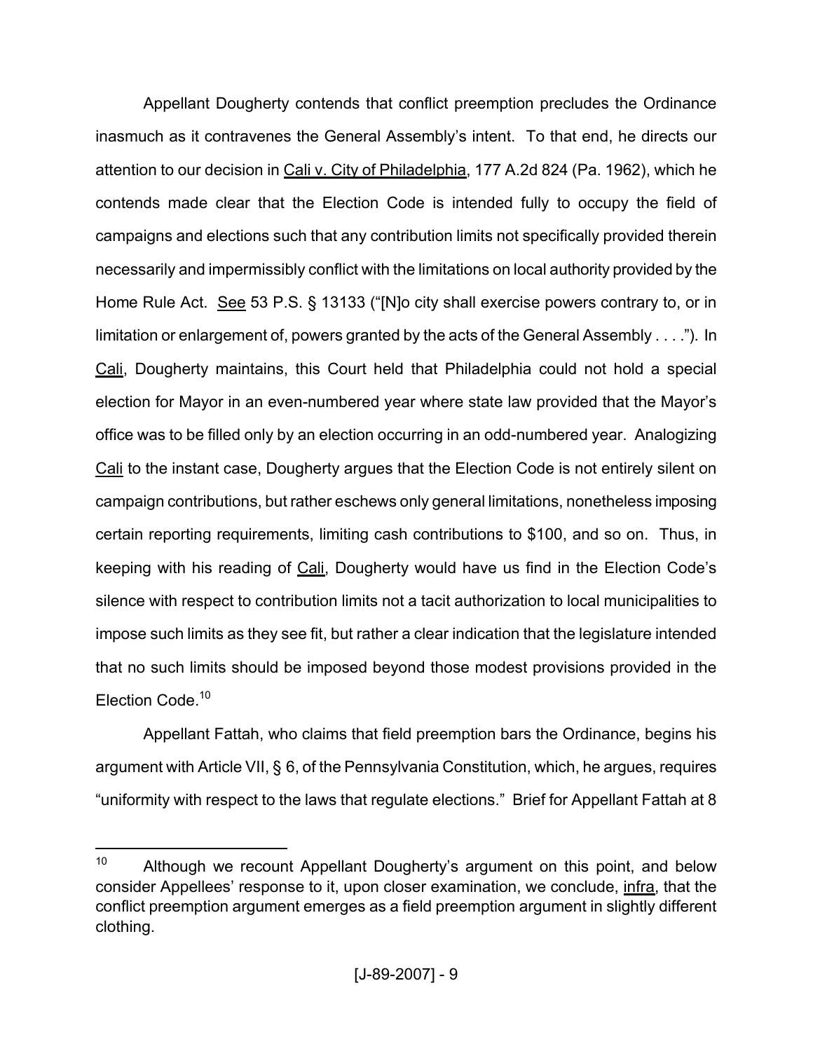Appellant Dougherty contends that conflict preemption precludes the Ordinance inasmuch as it contravenes the General Assembly's intent. To that end, he directs our attention to our decision in Cali v. City of Philadelphia, 177 A.2d 824 (Pa. 1962), which he contends made clear that the Election Code is intended fully to occupy the field of campaigns and elections such that any contribution limits not specifically provided therein necessarily and impermissibly conflict with the limitations on local authority provided by the Home Rule Act. See 53 P.S. § 13133 ("[N]o city shall exercise powers contrary to, or in limitation or enlargement of, powers granted by the acts of the General Assembly . . . ."). In Cali, Dougherty maintains, this Court held that Philadelphia could not hold a special election for Mayor in an even-numbered year where state law provided that the Mayor's office was to be filled only by an election occurring in an odd-numbered year. Analogizing Cali to the instant case, Dougherty argues that the Election Code is not entirely silent on campaign contributions, but rather eschews only general limitations, nonetheless imposing certain reporting requirements, limiting cash contributions to $100, and so on. Thus, in keeping with his reading of Cali, Dougherty would have us find in the Election Code's silence with respect to contribution limits not a tacit authorization to local municipalities to impose such limits as they see fit, but rather a clear indication that the legislature intended that no such limits should be imposed beyond those modest provisions provided in the Election Code.[10]

Appellant Fattah, who claims that field preemption bars the Ordinance, begins his argument with Article VII, § 6, of the Pennsylvania Constitution, which, he argues, requires "uniformity with respect to the laws that regulate elections." Brief for Appellant Fattah at 8

---

[10] Although we recount Appellant Dougherty's argument on this point, and below consider Appellees' response to it, upon closer examination, we conclude, infra, that the conflict preemption argument emerges as a field preemption argument in slightly different clothing.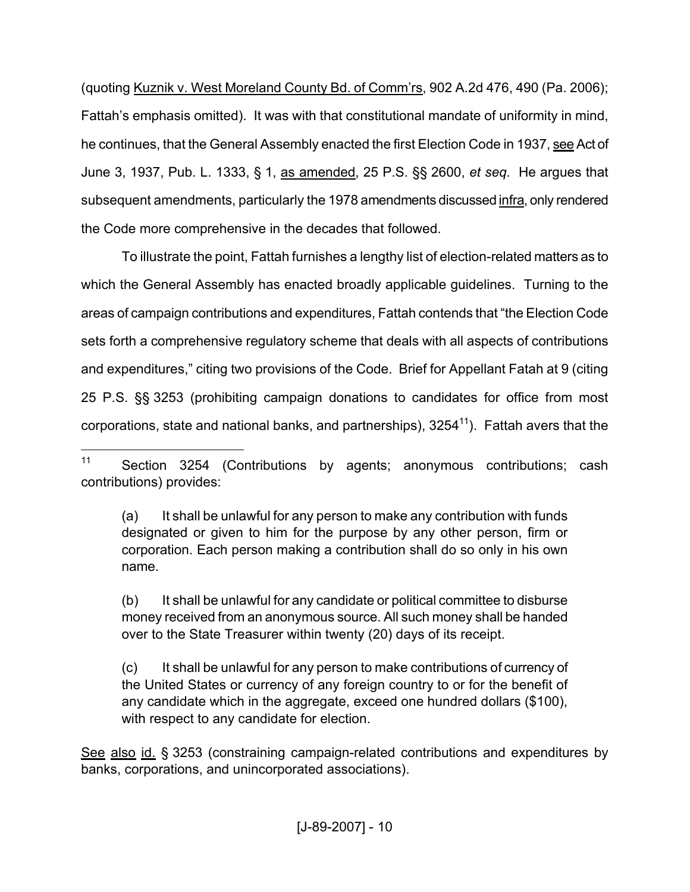(quoting Kuznik v. West Moreland County Bd. of Comm'rs, 902 A.2d 476, 490 (Pa. 2006); Fattah's emphasis omitted). It was with that constitutional mandate of uniformity in mind, he continues, that the General Assembly enacted the first Election Code in 1937, see Act of June 3, 1937, Pub. L. 1333, § 1, as amended, 25 P.S. §§ 2600, *et seq*. He argues that subsequent amendments, particularly the 1978 amendments discussed infra, only rendered the Code more comprehensive in the decades that followed.

To illustrate the point, Fattah furnishes a lengthy list of election-related matters as to which the General Assembly has enacted broadly applicable guidelines. Turning to the areas of campaign contributions and expenditures, Fattah contends that "the Election Code sets forth a comprehensive regulatory scheme that deals with all aspects of contributions and expenditures," citing two provisions of the Code. Brief for Appellant Fatah at 9 (citing 25 P.S. §§ 3253 (prohibiting campaign donations to candidates for office from most corporations, state and national banks, and partnerships), 3254[11]). Fattah avers that the

---

[11] Section 3254 (Contributions by agents; anonymous contributions; cash contributions) provides:

> (a) It shall be unlawful for any person to make any contribution with funds designated or given to him for the purpose by any other person, firm or corporation. Each person making a contribution shall do so only in his own name.
>
> (b) It shall be unlawful for any candidate or political committee to disburse money received from an anonymous source. All such money shall be handed over to the State Treasurer within twenty (20) days of its receipt.
>
> (c) It shall be unlawful for any person to make contributions of currency of the United States or currency of any foreign country to or for the benefit of any candidate which in the aggregate, exceed one hundred dollars ($100), with respect to any candidate for election.

See also id. § 3253 (constraining campaign-related contributions and expenditures by banks, corporations, and unincorporated associations).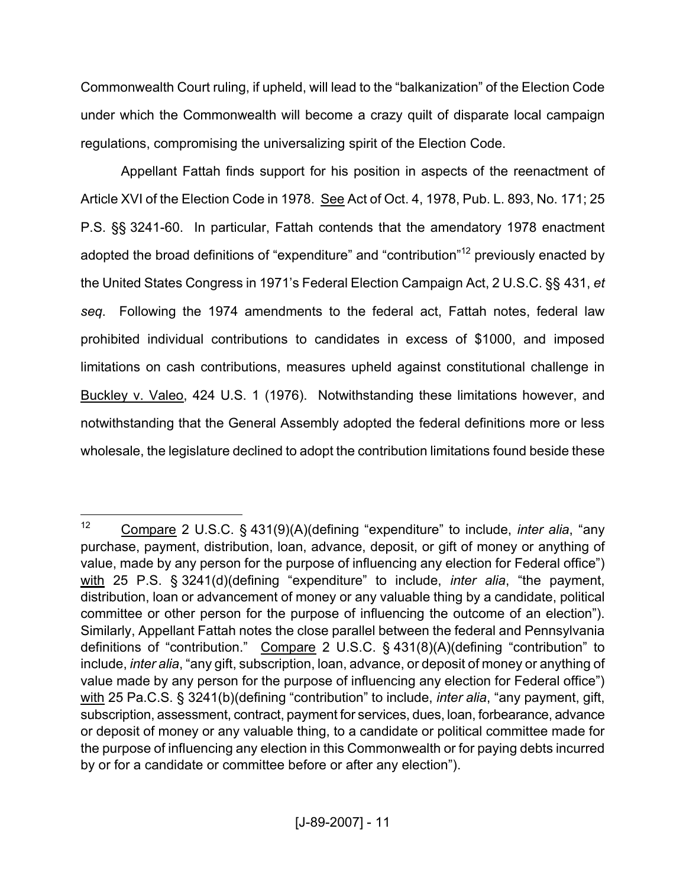Commonwealth Court ruling, if upheld, will lead to the "balkanization" of the Election Code under which the Commonwealth will become a crazy quilt of disparate local campaign regulations, compromising the universalizing spirit of the Election Code.

Appellant Fattah finds support for his position in aspects of the reenactment of Article XVI of the Election Code in 1978. See Act of Oct. 4, 1978, Pub. L. 893, No. 171; 25 P.S. §§ 3241-60. In particular, Fattah contends that the amendatory 1978 enactment adopted the broad definitions of "expenditure" and "contribution"[12] previously enacted by the United States Congress in 1971's Federal Election Campaign Act, 2 U.S.C. §§ 431, *et seq*. Following the 1974 amendments to the federal act, Fattah notes, federal law prohibited individual contributions to candidates in excess of $1000, and imposed limitations on cash contributions, measures upheld against constitutional challenge in Buckley v. Valeo, 424 U.S. 1 (1976). Notwithstanding these limitations however, and notwithstanding that the General Assembly adopted the federal definitions more or less wholesale, the legislature declined to adopt the contribution limitations found beside these

---

[12] Compare 2 U.S.C. § 431(9)(A)(defining "expenditure" to include, *inter alia*, "any purchase, payment, distribution, loan, advance, deposit, or gift of money or anything of value, made by any person for the purpose of influencing any election for Federal office") with 25 P.S. § 3241(d)(defining "expenditure" to include, *inter alia*, "the payment, distribution, loan or advancement of money or any valuable thing by a candidate, political committee or other person for the purpose of influencing the outcome of an election"). Similarly, Appellant Fattah notes the close parallel between the federal and Pennsylvania definitions of "contribution." Compare 2 U.S.C. § 431(8)(A)(defining "contribution" to include, *inter alia*, "any gift, subscription, loan, advance, or deposit of money or anything of value made by any person for the purpose of influencing any election for Federal office") with 25 Pa.C.S. § 3241(b)(defining "contribution" to include, *inter alia*, "any payment, gift, subscription, assessment, contract, payment for services, dues, loan, forbearance, advance or deposit of money or any valuable thing, to a candidate or political committee made for the purpose of influencing any election in this Commonwealth or for paying debts incurred by or for a candidate or committee before or after any election").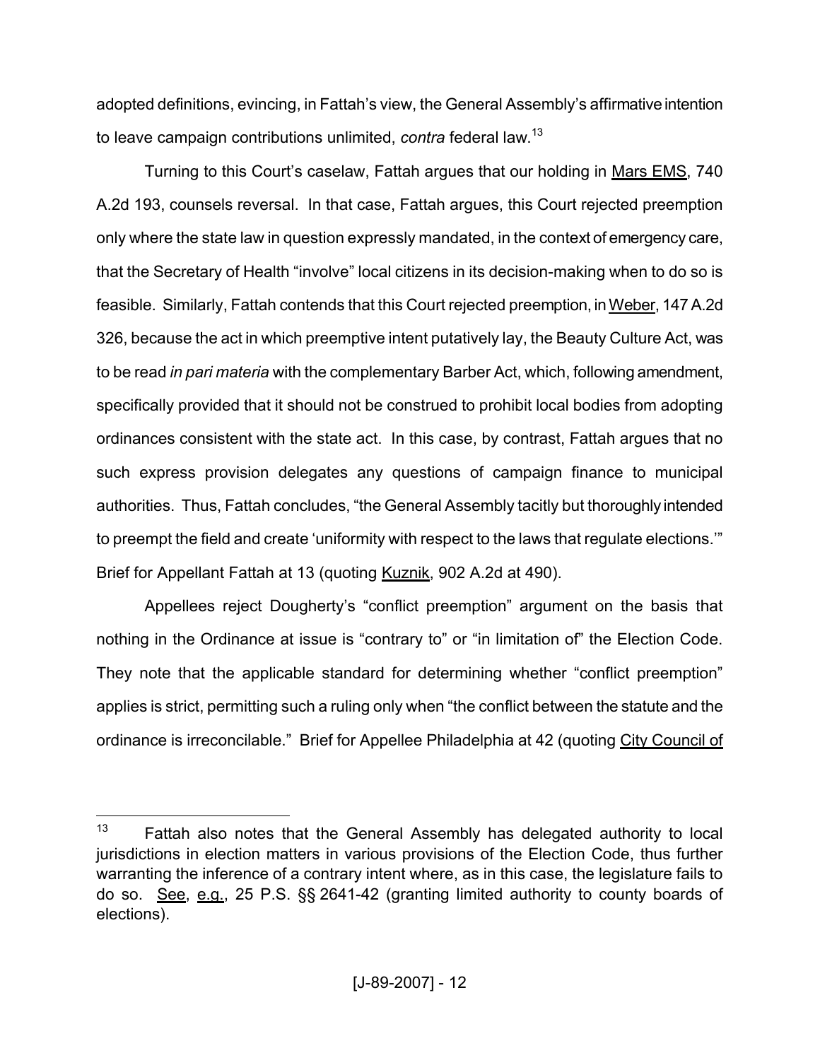adopted definitions, evincing, in Fattah's view, the General Assembly's affirmative intention to leave campaign contributions unlimited, *contra* federal law.[13]

Turning to this Court's caselaw, Fattah argues that our holding in Mars EMS, 740 A.2d 193, counsels reversal. In that case, Fattah argues, this Court rejected preemption only where the state law in question expressly mandated, in the context of emergency care, that the Secretary of Health "involve" local citizens in its decision-making when to do so is feasible. Similarly, Fattah contends that this Court rejected preemption, in Weber, 147 A.2d 326, because the act in which preemptive intent putatively lay, the Beauty Culture Act, was to be read *in pari materia* with the complementary Barber Act, which, following amendment, specifically provided that it should not be construed to prohibit local bodies from adopting ordinances consistent with the state act. In this case, by contrast, Fattah argues that no such express provision delegates any questions of campaign finance to municipal authorities. Thus, Fattah concludes, "the General Assembly tacitly but thoroughly intended to preempt the field and create 'uniformity with respect to the laws that regulate elections.'" Brief for Appellant Fattah at 13 (quoting Kuznik, 902 A.2d at 490).

Appellees reject Dougherty's "conflict preemption" argument on the basis that nothing in the Ordinance at issue is "contrary to" or "in limitation of" the Election Code. They note that the applicable standard for determining whether "conflict preemption" applies is strict, permitting such a ruling only when "the conflict between the statute and the ordinance is irreconcilable." Brief for Appellee Philadelphia at 42 (quoting City Council of

---

[13] Fattah also notes that the General Assembly has delegated authority to local jurisdictions in election matters in various provisions of the Election Code, thus further warranting the inference of a contrary intent where, as in this case, the legislature fails to do so. See, e.g., 25 P.S. §§ 2641-42 (granting limited authority to county boards of elections).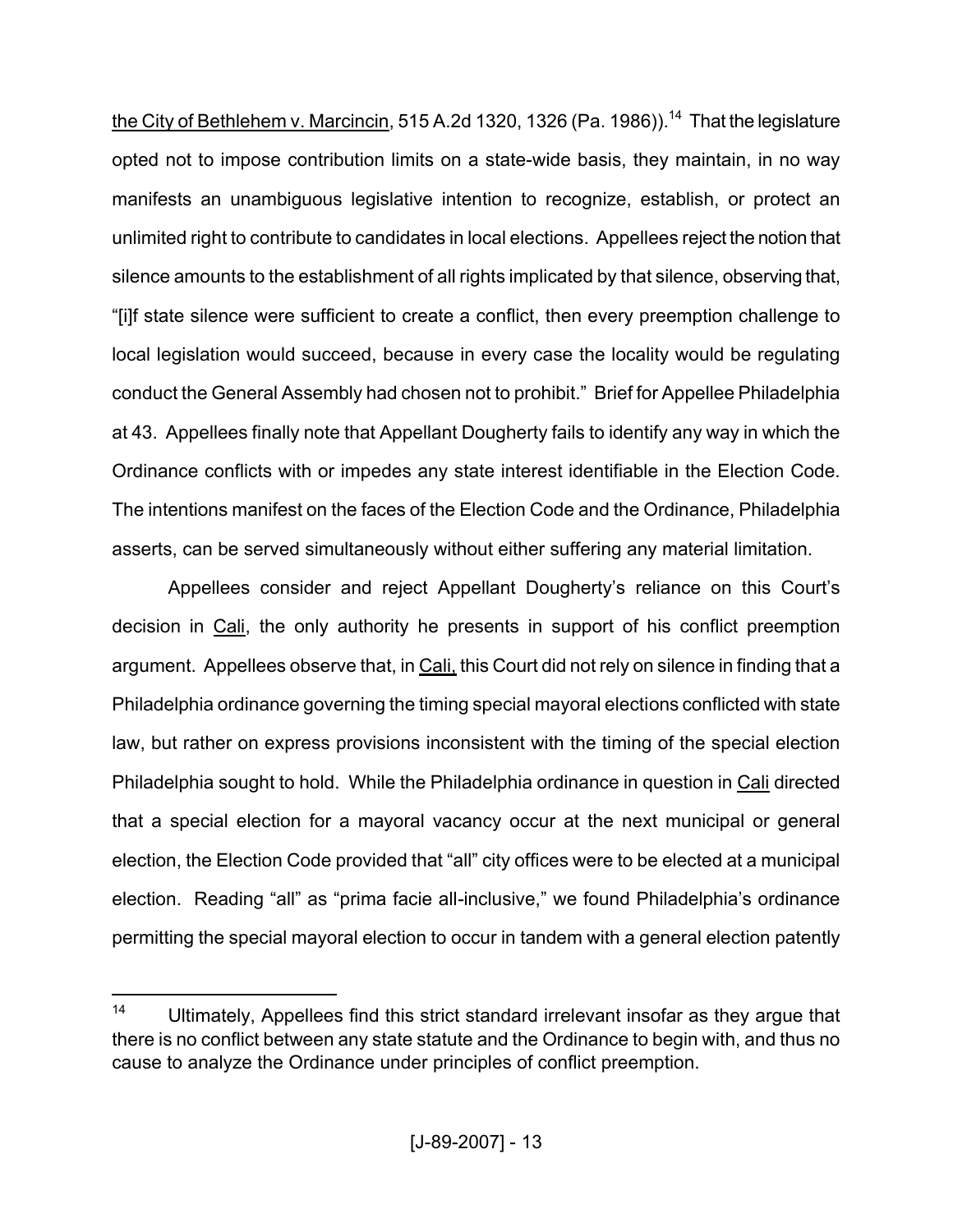the City of Bethlehem v. Marcincin, 515 A.2d 1320, 1326 (Pa. 1986)).[14] That the legislature opted not to impose contribution limits on a state-wide basis, they maintain, in no way manifests an unambiguous legislative intention to recognize, establish, or protect an unlimited right to contribute to candidates in local elections. Appellees reject the notion that silence amounts to the establishment of all rights implicated by that silence, observing that, "[i]f state silence were sufficient to create a conflict, then every preemption challenge to local legislation would succeed, because in every case the locality would be regulating conduct the General Assembly had chosen not to prohibit." Brief for Appellee Philadelphia at 43. Appellees finally note that Appellant Dougherty fails to identify any way in which the Ordinance conflicts with or impedes any state interest identifiable in the Election Code. The intentions manifest on the faces of the Election Code and the Ordinance, Philadelphia asserts, can be served simultaneously without either suffering any material limitation.

Appellees consider and reject Appellant Dougherty's reliance on this Court's decision in Cali, the only authority he presents in support of his conflict preemption argument. Appellees observe that, in Cali, this Court did not rely on silence in finding that a Philadelphia ordinance governing the timing special mayoral elections conflicted with state law, but rather on express provisions inconsistent with the timing of the special election Philadelphia sought to hold. While the Philadelphia ordinance in question in Cali directed that a special election for a mayoral vacancy occur at the next municipal or general election, the Election Code provided that "all" city offices were to be elected at a municipal election. Reading "all" as "prima facie all-inclusive," we found Philadelphia's ordinance permitting the special mayoral election to occur in tandem with a general election patently

---

[14] Ultimately, Appellees find this strict standard irrelevant insofar as they argue that there is no conflict between any state statute and the Ordinance to begin with, and thus no cause to analyze the Ordinance under principles of conflict preemption.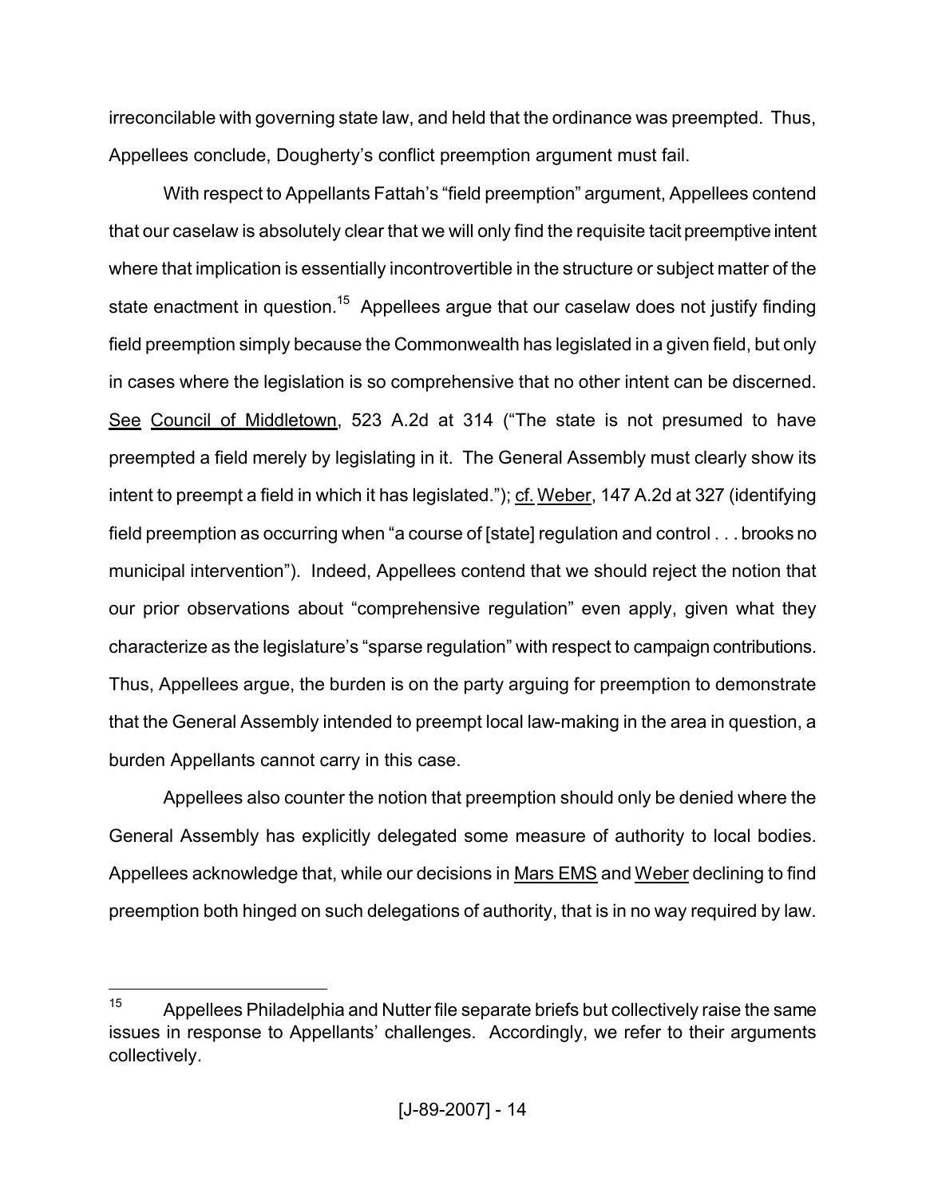irreconcilable with governing state law, and held that the ordinance was preempted. Thus, Appellees conclude, Dougherty's conflict preemption argument must fail.

With respect to Appellants Fattah's "field preemption" argument, Appellees contend that our caselaw is absolutely clear that we will only find the requisite tacit preemptive intent where that implication is essentially incontrovertible in the structure or subject matter of the state enactment in question.[15] Appellees argue that our caselaw does not justify finding field preemption simply because the Commonwealth has legislated in a given field, but only in cases where the legislation is so comprehensive that no other intent can be discerned. See Council of Middletown, 523 A.2d at 314 ("The state is not presumed to have preempted a field merely by legislating in it. The General Assembly must clearly show its intent to preempt a field in which it has legislated."); cf. Weber, 147 A.2d at 327 (identifying field preemption as occurring when "a course of [state] regulation and control . . . brooks no municipal intervention"). Indeed, Appellees contend that we should reject the notion that our prior observations about "comprehensive regulation" even apply, given what they characterize as the legislature's "sparse regulation" with respect to campaign contributions. Thus, Appellees argue, the burden is on the party arguing for preemption to demonstrate that the General Assembly intended to preempt local law-making in the area in question, a burden Appellants cannot carry in this case.

Appellees also counter the notion that preemption should only be denied where the General Assembly has explicitly delegated some measure of authority to local bodies. Appellees acknowledge that, while our decisions in Mars EMS and Weber declining to find preemption both hinged on such delegations of authority, that is in no way required by law.

---

[15] Appellees Philadelphia and Nutter file separate briefs but collectively raise the same issues in response to Appellants' challenges. Accordingly, we refer to their arguments collectively.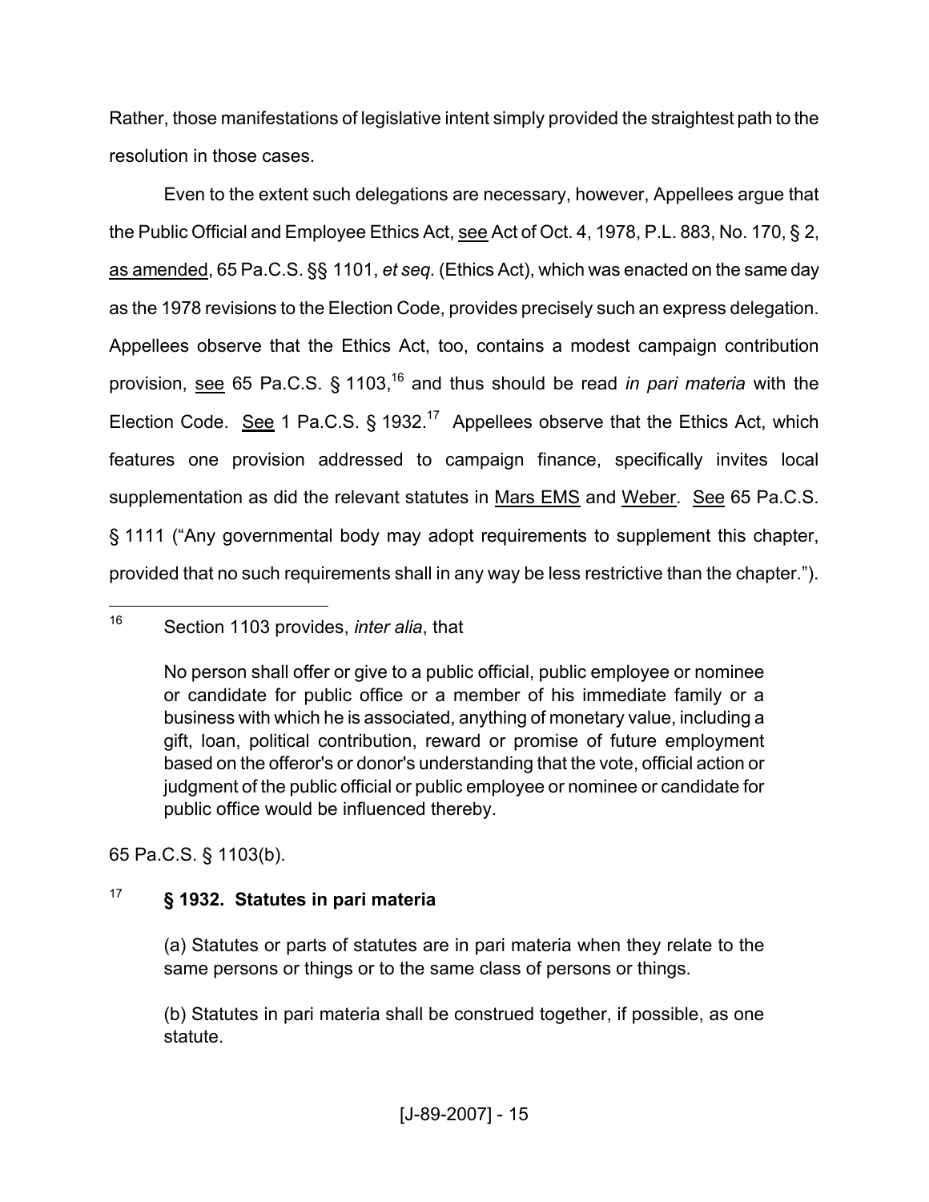Rather, those manifestations of legislative intent simply provided the straightest path to the resolution in those cases.

Even to the extent such delegations are necessary, however, Appellees argue that the Public Official and Employee Ethics Act, see Act of Oct. 4, 1978, P.L. 883, No. 170, § 2, as amended, 65 Pa.C.S. §§ 1101, *et seq.* (Ethics Act), which was enacted on the same day as the 1978 revisions to the Election Code, provides precisely such an express delegation. Appellees observe that the Ethics Act, too, contains a modest campaign contribution provision, see 65 Pa.C.S. § 1103,[16] and thus should be read *in pari materia* with the Election Code. See 1 Pa.C.S. § 1932.[17] Appellees observe that the Ethics Act, which features one provision addressed to campaign finance, specifically invites local supplementation as did the relevant statutes in Mars EMS and Weber. See 65 Pa.C.S. § 1111 ("Any governmental body may adopt requirements to supplement this chapter, provided that no such requirements shall in any way be less restrictive than the chapter.").

---

[16] Section 1103 provides, *inter alia*, that

> No person shall offer or give to a public official, public employee or nominee or candidate for public office or a member of his immediate family or a business with which he is associated, anything of monetary value, including a gift, loan, political contribution, reward or promise of future employment based on the offeror's or donor's understanding that the vote, official action or judgment of the public official or public employee or nominee or candidate for public office would be influenced thereby.

65 Pa.C.S. § 1103(b).

[17] **§ 1932. Statutes in pari materia**

> (a) Statutes or parts of statutes are in pari materia when they relate to the same persons or things or to the same class of persons or things.
>
> (b) Statutes in pari materia shall be construed together, if possible, as one statute.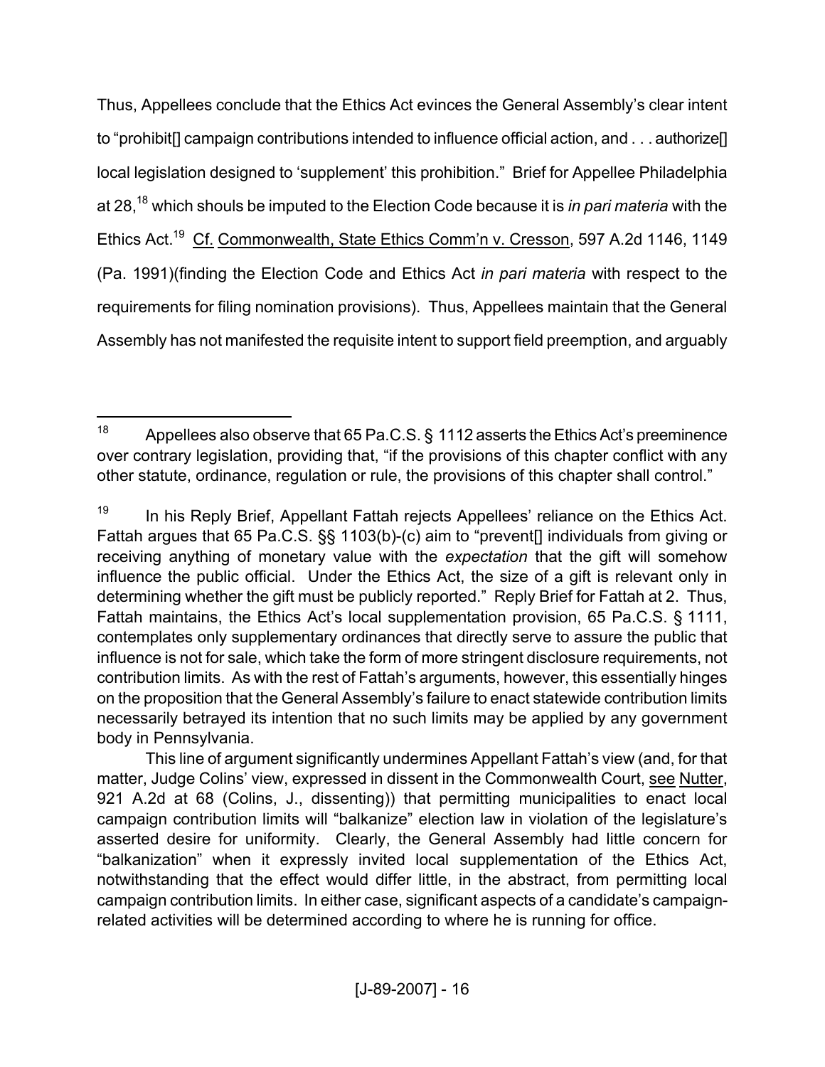Thus, Appellees conclude that the Ethics Act evinces the General Assembly's clear intent to "prohibit[] campaign contributions intended to influence official action, and . . . authorize[] local legislation designed to 'supplement' this prohibition." Brief for Appellee Philadelphia at 28,[18] which shouls be imputed to the Election Code because it is *in pari materia* with the Ethics Act.[19] Cf. Commonwealth, State Ethics Comm'n v. Cresson, 597 A.2d 1146, 1149 (Pa. 1991)(finding the Election Code and Ethics Act *in pari materia* with respect to the requirements for filing nomination provisions). Thus, Appellees maintain that the General Assembly has not manifested the requisite intent to support field preemption, and arguably

---

[18] Appellees also observe that 65 Pa.C.S. § 1112 asserts the Ethics Act's preeminence over contrary legislation, providing that, "if the provisions of this chapter conflict with any other statute, ordinance, regulation or rule, the provisions of this chapter shall control."

[19] In his Reply Brief, Appellant Fattah rejects Appellees' reliance on the Ethics Act. Fattah argues that 65 Pa.C.S. §§ 1103(b)-(c) aim to "prevent[] individuals from giving or receiving anything of monetary value with the *expectation* that the gift will somehow influence the public official. Under the Ethics Act, the size of a gift is relevant only in determining whether the gift must be publicly reported." Reply Brief for Fattah at 2. Thus, Fattah maintains, the Ethics Act's local supplementation provision, 65 Pa.C.S. § 1111, contemplates only supplementary ordinances that directly serve to assure the public that influence is not for sale, which take the form of more stringent disclosure requirements, not contribution limits. As with the rest of Fattah's arguments, however, this essentially hinges on the proposition that the General Assembly's failure to enact statewide contribution limits necessarily betrayed its intention that no such limits may be applied by any government body in Pennsylvania.

This line of argument significantly undermines Appellant Fattah's view (and, for that matter, Judge Colins' view, expressed in dissent in the Commonwealth Court, see Nutter, 921 A.2d at 68 (Colins, J., dissenting)) that permitting municipalities to enact local campaign contribution limits will "balkanize" election law in violation of the legislature's asserted desire for uniformity. Clearly, the General Assembly had little concern for "balkanization" when it expressly invited local supplementation of the Ethics Act, notwithstanding that the effect would differ little, in the abstract, from permitting local campaign contribution limits. In either case, significant aspects of a candidate's campaign-related activities will be determined according to where he is running for office.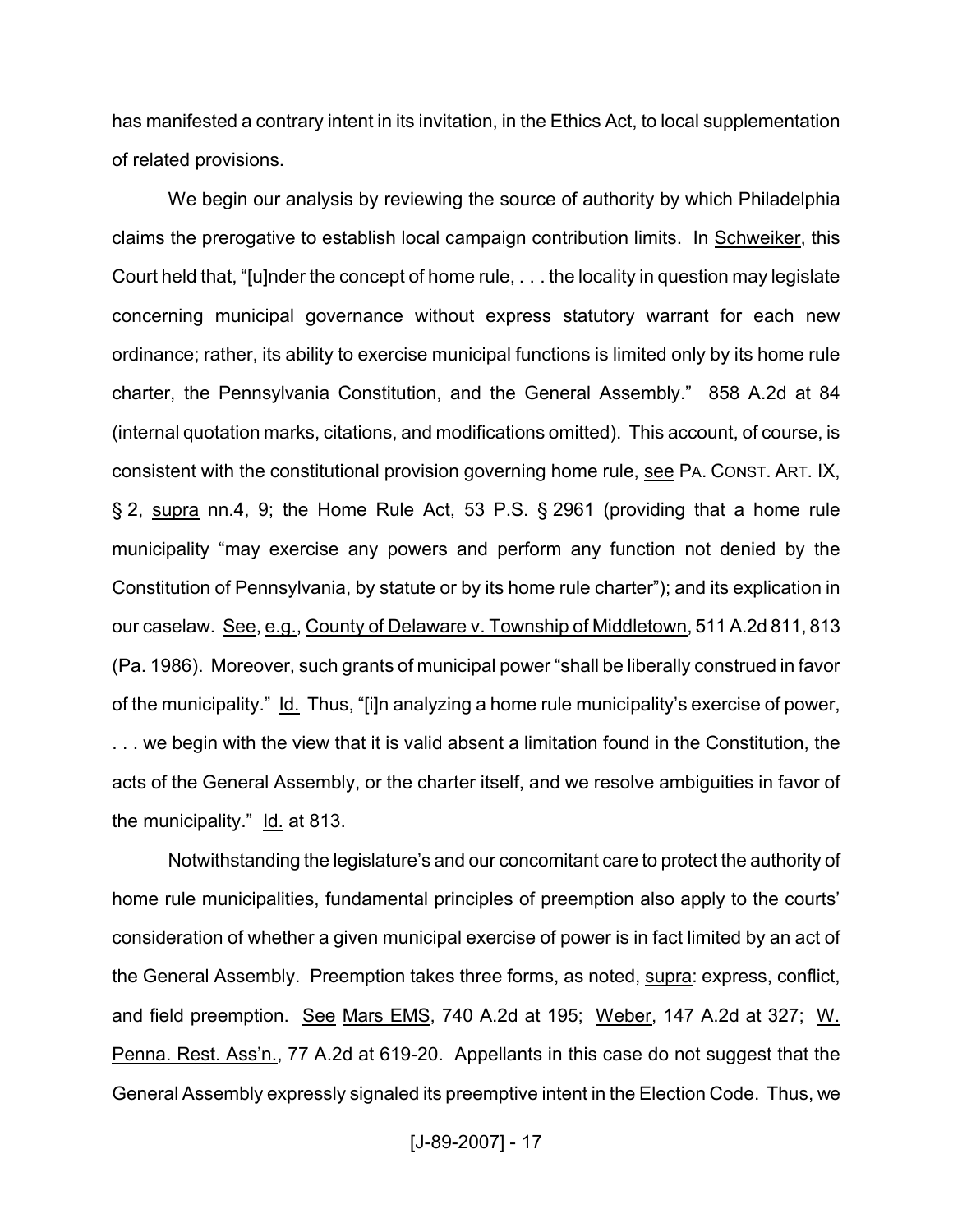has manifested a contrary intent in its invitation, in the Ethics Act, to local supplementation of related provisions.

We begin our analysis by reviewing the source of authority by which Philadelphia claims the prerogative to establish local campaign contribution limits. In Schweiker, this Court held that, "[u]nder the concept of home rule, . . . the locality in question may legislate concerning municipal governance without express statutory warrant for each new ordinance; rather, its ability to exercise municipal functions is limited only by its home rule charter, the Pennsylvania Constitution, and the General Assembly." 858 A.2d at 84 (internal quotation marks, citations, and modifications omitted). This account, of course, is consistent with the constitutional provision governing home rule, see PA. CONST. ART. IX, § 2, supra nn.4, 9; the Home Rule Act, 53 P.S. § 2961 (providing that a home rule municipality "may exercise any powers and perform any function not denied by the Constitution of Pennsylvania, by statute or by its home rule charter"); and its explication in our caselaw. See, e.g., County of Delaware v. Township of Middletown, 511 A.2d 811, 813 (Pa. 1986). Moreover, such grants of municipal power "shall be liberally construed in favor of the municipality." Id. Thus, "[i]n analyzing a home rule municipality's exercise of power, . . . we begin with the view that it is valid absent a limitation found in the Constitution, the acts of the General Assembly, or the charter itself, and we resolve ambiguities in favor of the municipality." Id. at 813.

Notwithstanding the legislature's and our concomitant care to protect the authority of home rule municipalities, fundamental principles of preemption also apply to the courts' consideration of whether a given municipal exercise of power is in fact limited by an act of the General Assembly. Preemption takes three forms, as noted, supra: express, conflict, and field preemption. See Mars EMS, 740 A.2d at 195; Weber, 147 A.2d at 327; W. Penna. Rest. Ass'n., 77 A.2d at 619-20. Appellants in this case do not suggest that the General Assembly expressly signaled its preemptive intent in the Election Code. Thus, we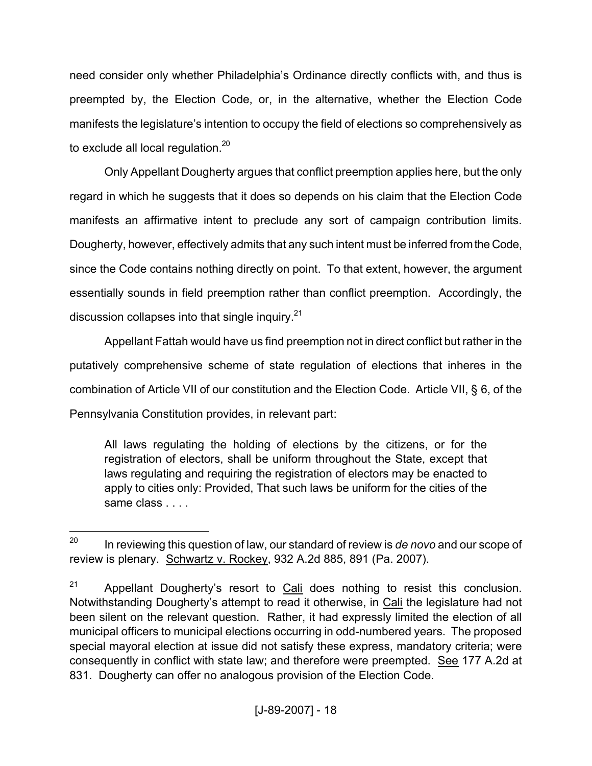need consider only whether Philadelphia's Ordinance directly conflicts with, and thus is preempted by, the Election Code, or, in the alternative, whether the Election Code manifests the legislature's intention to occupy the field of elections so comprehensively as to exclude all local regulation.[20]

Only Appellant Dougherty argues that conflict preemption applies here, but the only regard in which he suggests that it does so depends on his claim that the Election Code manifests an affirmative intent to preclude any sort of campaign contribution limits. Dougherty, however, effectively admits that any such intent must be inferred from the Code, since the Code contains nothing directly on point. To that extent, however, the argument essentially sounds in field preemption rather than conflict preemption. Accordingly, the discussion collapses into that single inquiry.[21]

Appellant Fattah would have us find preemption not in direct conflict but rather in the putatively comprehensive scheme of state regulation of elections that inheres in the combination of Article VII of our constitution and the Election Code. Article VII, § 6, of the Pennsylvania Constitution provides, in relevant part:

> All laws regulating the holding of elections by the citizens, or for the registration of electors, shall be uniform throughout the State, except that laws regulating and requiring the registration of electors may be enacted to apply to cities only: Provided, That such laws be uniform for the cities of the same class . . . .

---

[20] In reviewing this question of law, our standard of review is *de novo* and our scope of review is plenary. Schwartz v. Rockey, 932 A.2d 885, 891 (Pa. 2007).

[21] Appellant Dougherty's resort to Cali does nothing to resist this conclusion. Notwithstanding Dougherty's attempt to read it otherwise, in Cali the legislature had not been silent on the relevant question. Rather, it had expressly limited the election of all municipal officers to municipal elections occurring in odd-numbered years. The proposed special mayoral election at issue did not satisfy these express, mandatory criteria; were consequently in conflict with state law; and therefore were preempted. See 177 A.2d at 831. Dougherty can offer no analogous provision of the Election Code.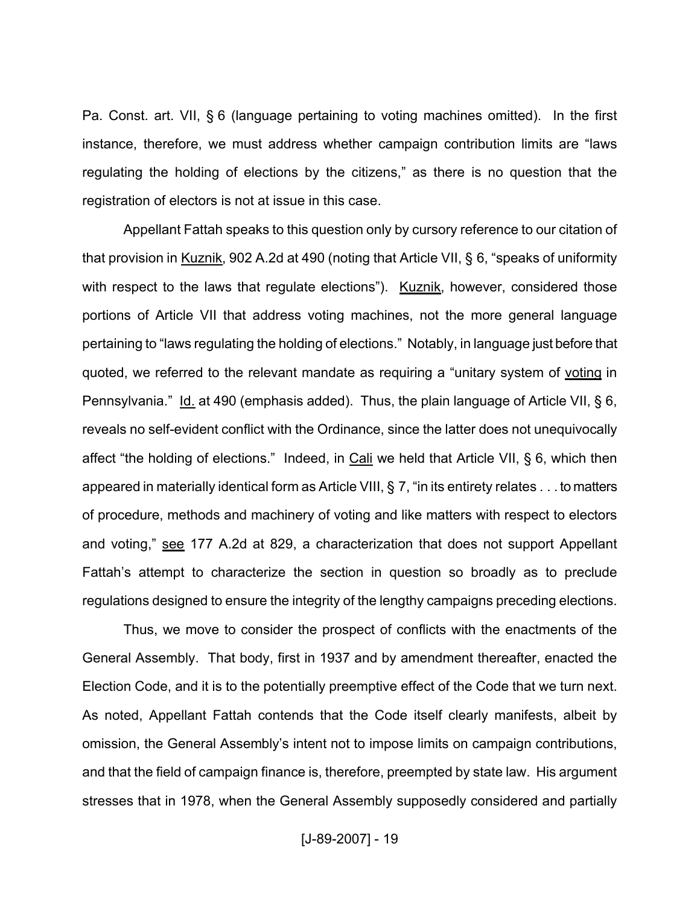Pa. Const. art. VII, § 6 (language pertaining to voting machines omitted). In the first instance, therefore, we must address whether campaign contribution limits are "laws regulating the holding of elections by the citizens," as there is no question that the registration of electors is not at issue in this case.

Appellant Fattah speaks to this question only by cursory reference to our citation of that provision in Kuznik, 902 A.2d at 490 (noting that Article VII, § 6, "speaks of uniformity with respect to the laws that regulate elections"). Kuznik, however, considered those portions of Article VII that address voting machines, not the more general language pertaining to "laws regulating the holding of elections." Notably, in language just before that quoted, we referred to the relevant mandate as requiring a "unitary system of voting in Pennsylvania." Id. at 490 (emphasis added). Thus, the plain language of Article VII, § 6, reveals no self-evident conflict with the Ordinance, since the latter does not unequivocally affect "the holding of elections." Indeed, in Cali we held that Article VII, § 6, which then appeared in materially identical form as Article VIII, § 7, "in its entirety relates . . . to matters of procedure, methods and machinery of voting and like matters with respect to electors and voting," see 177 A.2d at 829, a characterization that does not support Appellant Fattah's attempt to characterize the section in question so broadly as to preclude regulations designed to ensure the integrity of the lengthy campaigns preceding elections.

Thus, we move to consider the prospect of conflicts with the enactments of the General Assembly. That body, first in 1937 and by amendment thereafter, enacted the Election Code, and it is to the potentially preemptive effect of the Code that we turn next. As noted, Appellant Fattah contends that the Code itself clearly manifests, albeit by omission, the General Assembly's intent not to impose limits on campaign contributions, and that the field of campaign finance is, therefore, preempted by state law. His argument stresses that in 1978, when the General Assembly supposedly considered and partially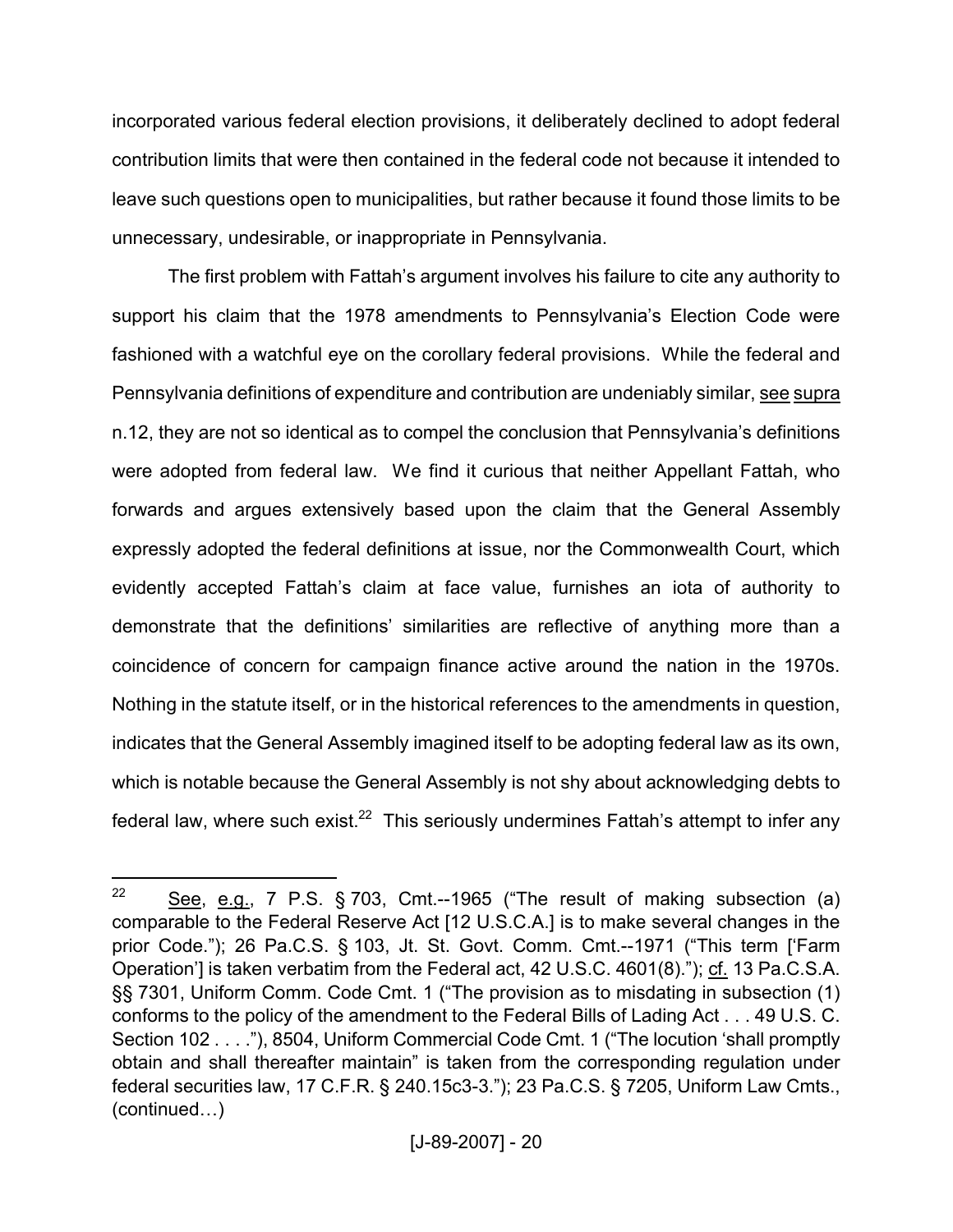incorporated various federal election provisions, it deliberately declined to adopt federal contribution limits that were then contained in the federal code not because it intended to leave such questions open to municipalities, but rather because it found those limits to be unnecessary, undesirable, or inappropriate in Pennsylvania.

The first problem with Fattah's argument involves his failure to cite any authority to support his claim that the 1978 amendments to Pennsylvania's Election Code were fashioned with a watchful eye on the corollary federal provisions. While the federal and Pennsylvania definitions of expenditure and contribution are undeniably similar, see supra n.12, they are not so identical as to compel the conclusion that Pennsylvania's definitions were adopted from federal law. We find it curious that neither Appellant Fattah, who forwards and argues extensively based upon the claim that the General Assembly expressly adopted the federal definitions at issue, nor the Commonwealth Court, which evidently accepted Fattah's claim at face value, furnishes an iota of authority to demonstrate that the definitions' similarities are reflective of anything more than a coincidence of concern for campaign finance active around the nation in the 1970s. Nothing in the statute itself, or in the historical references to the amendments in question, indicates that the General Assembly imagined itself to be adopting federal law as its own, which is notable because the General Assembly is not shy about acknowledging debts to federal law, where such exist.[22] This seriously undermines Fattah's attempt to infer any

---

[22] See, e.g., 7 P.S. § 703, Cmt.--1965 ("The result of making subsection (a) comparable to the Federal Reserve Act [12 U.S.C.A.] is to make several changes in the prior Code."); 26 Pa.C.S. § 103, Jt. St. Govt. Comm. Cmt.--1971 ("This term ['Farm Operation'] is taken verbatim from the Federal act, 42 U.S.C. 4601(8)."); cf. 13 Pa.C.S.A. §§ 7301, Uniform Comm. Code Cmt. 1 ("The provision as to misdating in subsection (1) conforms to the policy of the amendment to the Federal Bills of Lading Act . . . 49 U.S. C. Section 102 . . . ."), 8504, Uniform Commercial Code Cmt. 1 ("The locution 'shall promptly obtain and shall thereafter maintain" is taken from the corresponding regulation under federal securities law, 17 C.F.R. § 240.15c3-3."); 23 Pa.C.S. § 7205, Uniform Law Cmts., (continued…)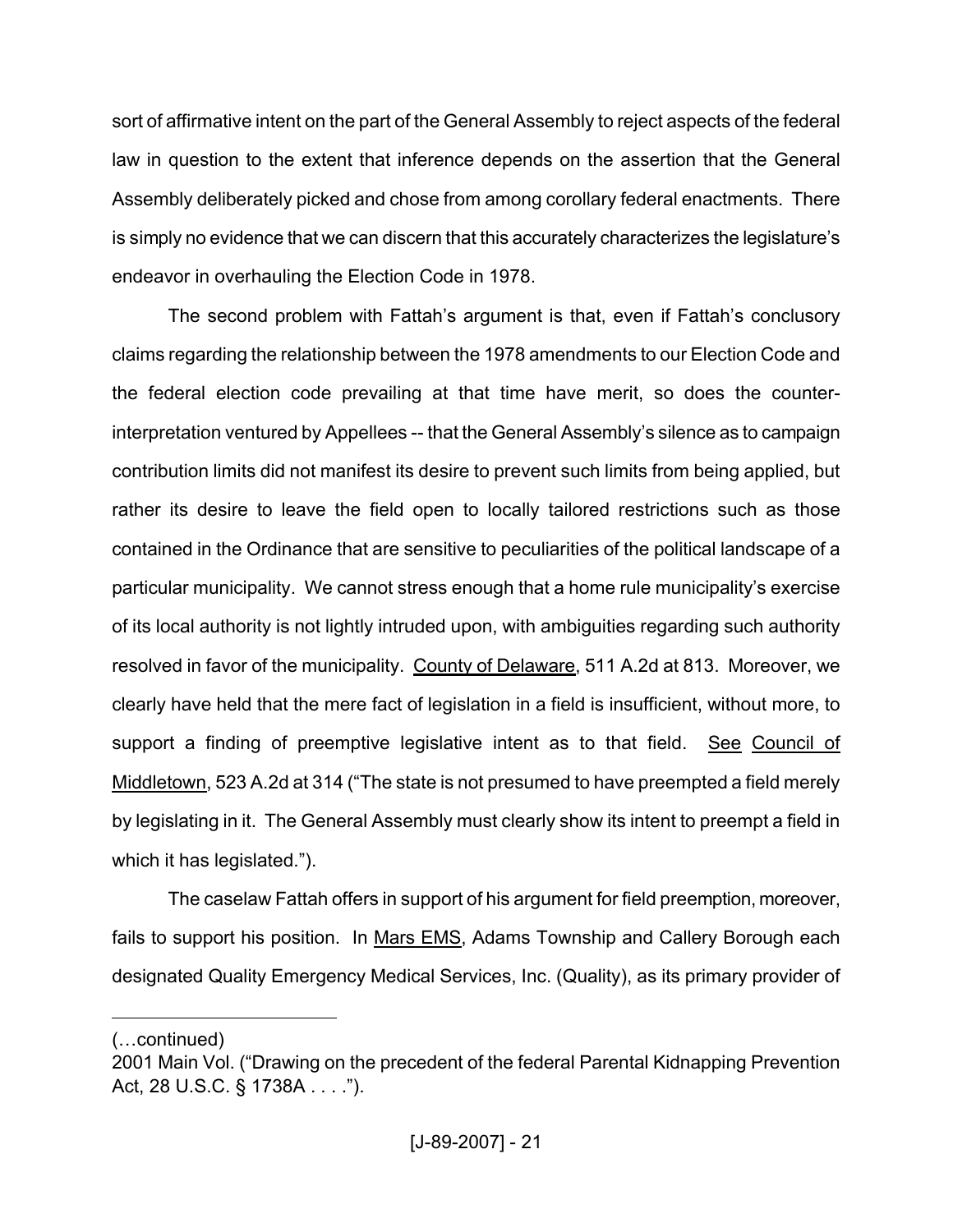sort of affirmative intent on the part of the General Assembly to reject aspects of the federal law in question to the extent that inference depends on the assertion that the General Assembly deliberately picked and chose from among corollary federal enactments. There is simply no evidence that we can discern that this accurately characterizes the legislature's endeavor in overhauling the Election Code in 1978.

The second problem with Fattah's argument is that, even if Fattah's conclusory claims regarding the relationship between the 1978 amendments to our Election Code and the federal election code prevailing at that time have merit, so does the counter-interpretation ventured by Appellees -- that the General Assembly's silence as to campaign contribution limits did not manifest its desire to prevent such limits from being applied, but rather its desire to leave the field open to locally tailored restrictions such as those contained in the Ordinance that are sensitive to peculiarities of the political landscape of a particular municipality. We cannot stress enough that a home rule municipality's exercise of its local authority is not lightly intruded upon, with ambiguities regarding such authority resolved in favor of the municipality. County of Delaware, 511 A.2d at 813. Moreover, we clearly have held that the mere fact of legislation in a field is insufficient, without more, to support a finding of preemptive legislative intent as to that field. See Council of Middletown, 523 A.2d at 314 ("The state is not presumed to have preempted a field merely by legislating in it. The General Assembly must clearly show its intent to preempt a field in which it has legislated.").

The caselaw Fattah offers in support of his argument for field preemption, moreover, fails to support his position. In Mars EMS, Adams Township and Callery Borough each designated Quality Emergency Medical Services, Inc. (Quality), as its primary provider of

(…continued)
2001 Main Vol. ("Drawing on the precedent of the federal Parental Kidnapping Prevention Act, 28 U.S.C. § 1738A . . . .").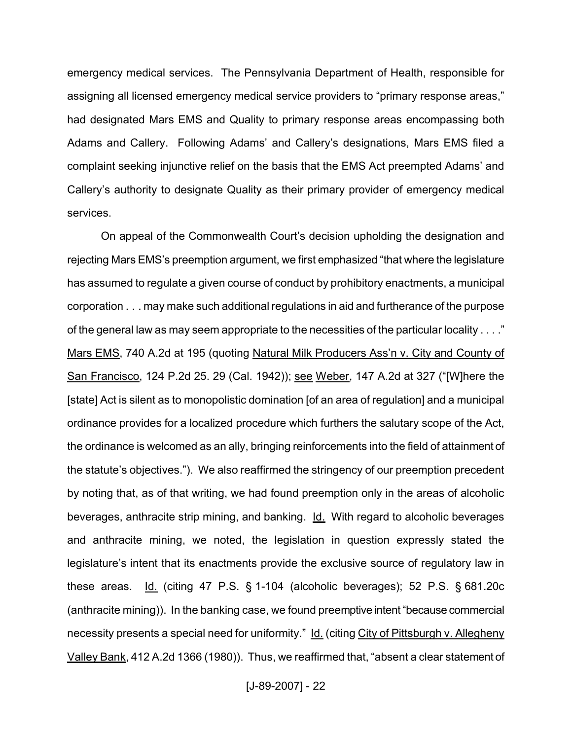emergency medical services. The Pennsylvania Department of Health, responsible for assigning all licensed emergency medical service providers to "primary response areas," had designated Mars EMS and Quality to primary response areas encompassing both Adams and Callery. Following Adams' and Callery's designations, Mars EMS filed a complaint seeking injunctive relief on the basis that the EMS Act preempted Adams' and Callery's authority to designate Quality as their primary provider of emergency medical services.

On appeal of the Commonwealth Court's decision upholding the designation and rejecting Mars EMS's preemption argument, we first emphasized "that where the legislature has assumed to regulate a given course of conduct by prohibitory enactments, a municipal corporation . . . may make such additional regulations in aid and furtherance of the purpose of the general law as may seem appropriate to the necessities of the particular locality . . . ." Mars EMS, 740 A.2d at 195 (quoting Natural Milk Producers Ass'n v. City and County of San Francisco, 124 P.2d 25. 29 (Cal. 1942)); see Weber, 147 A.2d at 327 ("[W]here the [state] Act is silent as to monopolistic domination [of an area of regulation] and a municipal ordinance provides for a localized procedure which furthers the salutary scope of the Act, the ordinance is welcomed as an ally, bringing reinforcements into the field of attainment of the statute's objectives."). We also reaffirmed the stringency of our preemption precedent by noting that, as of that writing, we had found preemption only in the areas of alcoholic beverages, anthracite strip mining, and banking. Id. With regard to alcoholic beverages and anthracite mining, we noted, the legislation in question expressly stated the legislature's intent that its enactments provide the exclusive source of regulatory law in these areas. Id. (citing 47 P.S. § 1-104 (alcoholic beverages); 52 P.S. § 681.20c (anthracite mining)). In the banking case, we found preemptive intent "because commercial necessity presents a special need for uniformity." Id. (citing City of Pittsburgh v. Allegheny Valley Bank, 412 A.2d 1366 (1980)). Thus, we reaffirmed that, "absent a clear statement of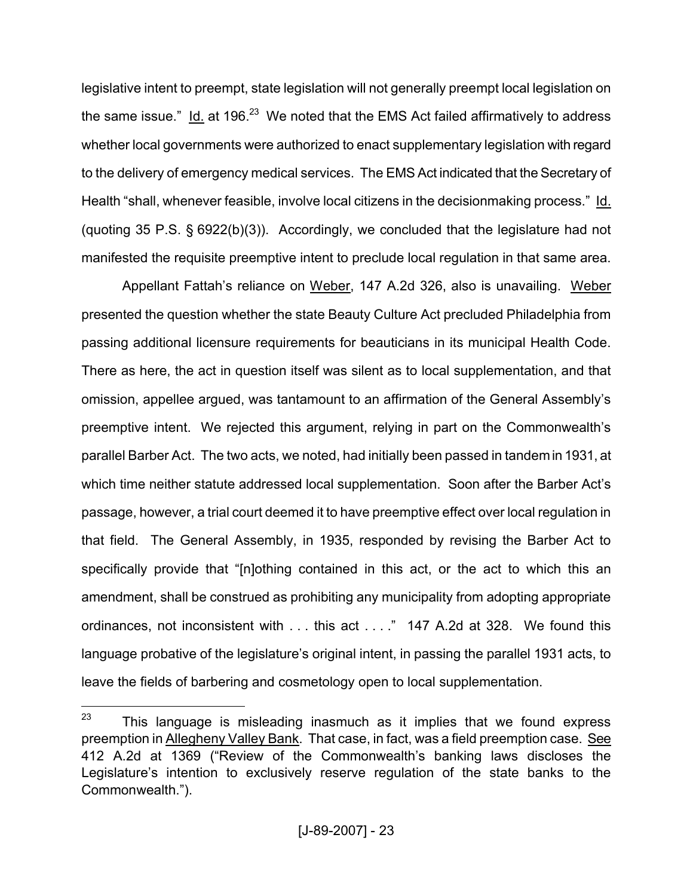legislative intent to preempt, state legislation will not generally preempt local legislation on the same issue." Id. at 196.[23] We noted that the EMS Act failed affirmatively to address whether local governments were authorized to enact supplementary legislation with regard to the delivery of emergency medical services. The EMS Act indicated that the Secretary of Health "shall, whenever feasible, involve local citizens in the decisionmaking process." Id. (quoting 35 P.S. § 6922(b)(3)). Accordingly, we concluded that the legislature had not manifested the requisite preemptive intent to preclude local regulation in that same area.

Appellant Fattah's reliance on Weber, 147 A.2d 326, also is unavailing. Weber presented the question whether the state Beauty Culture Act precluded Philadelphia from passing additional licensure requirements for beauticians in its municipal Health Code. There as here, the act in question itself was silent as to local supplementation, and that omission, appellee argued, was tantamount to an affirmation of the General Assembly's preemptive intent. We rejected this argument, relying in part on the Commonwealth's parallel Barber Act. The two acts, we noted, had initially been passed in tandem in 1931, at which time neither statute addressed local supplementation. Soon after the Barber Act's passage, however, a trial court deemed it to have preemptive effect over local regulation in that field. The General Assembly, in 1935, responded by revising the Barber Act to specifically provide that "[n]othing contained in this act, or the act to which this an amendment, shall be construed as prohibiting any municipality from adopting appropriate ordinances, not inconsistent with . . . this act . . . ." 147 A.2d at 328. We found this language probative of the legislature's original intent, in passing the parallel 1931 acts, to leave the fields of barbering and cosmetology open to local supplementation.

---

[23] This language is misleading inasmuch as it implies that we found express preemption in Allegheny Valley Bank. That case, in fact, was a field preemption case. See 412 A.2d at 1369 ("Review of the Commonwealth's banking laws discloses the Legislature's intention to exclusively reserve regulation of the state banks to the Commonwealth.").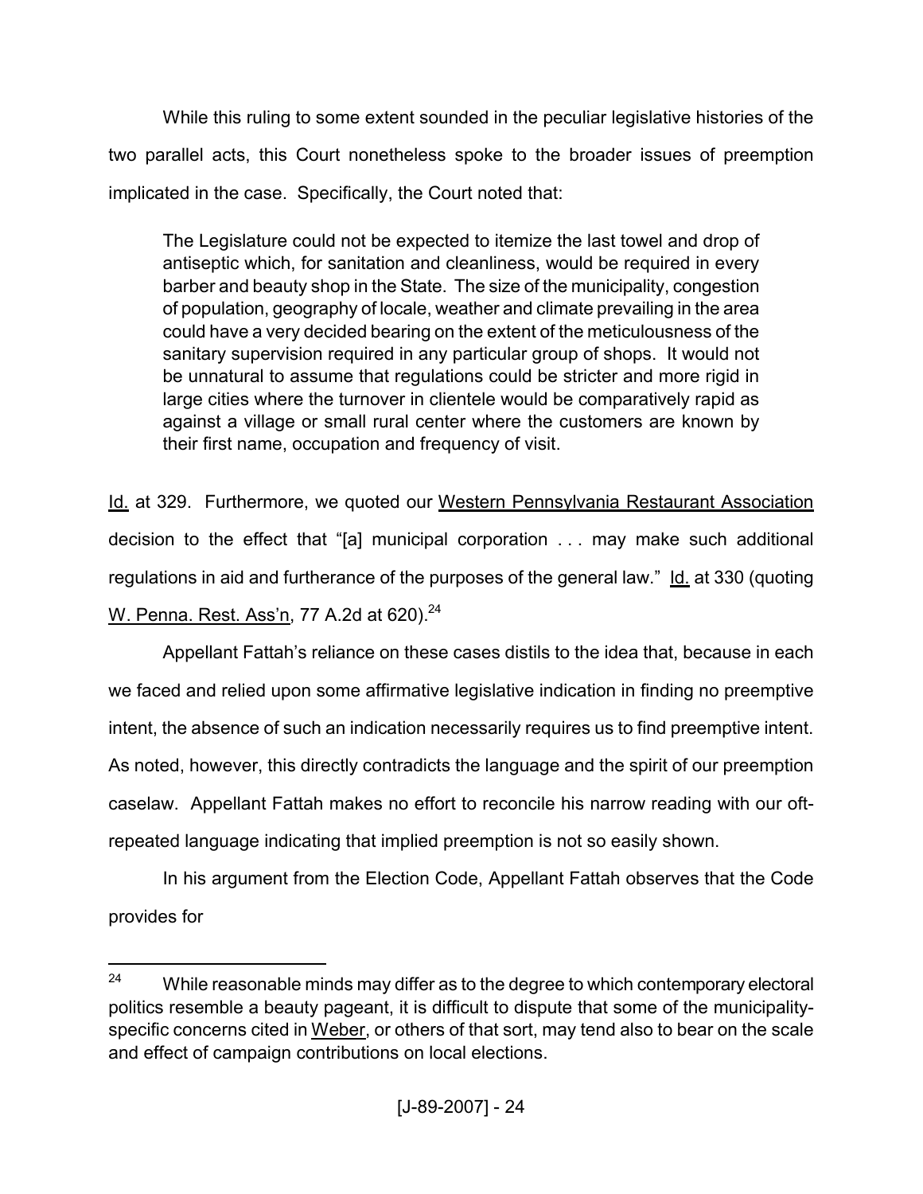While this ruling to some extent sounded in the peculiar legislative histories of the two parallel acts, this Court nonetheless spoke to the broader issues of preemption implicated in the case. Specifically, the Court noted that:

> The Legislature could not be expected to itemize the last towel and drop of antiseptic which, for sanitation and cleanliness, would be required in every barber and beauty shop in the State. The size of the municipality, congestion of population, geography of locale, weather and climate prevailing in the area could have a very decided bearing on the extent of the meticulousness of the sanitary supervision required in any particular group of shops. It would not be unnatural to assume that regulations could be stricter and more rigid in large cities where the turnover in clientele would be comparatively rapid as against a village or small rural center where the customers are known by their first name, occupation and frequency of visit.

Id. at 329. Furthermore, we quoted our Western Pennsylvania Restaurant Association decision to the effect that "[a] municipal corporation . . . may make such additional regulations in aid and furtherance of the purposes of the general law." Id. at 330 (quoting W. Penna. Rest. Ass'n, 77 A.2d at 620).[24]

Appellant Fattah's reliance on these cases distils to the idea that, because in each we faced and relied upon some affirmative legislative indication in finding no preemptive intent, the absence of such an indication necessarily requires us to find preemptive intent. As noted, however, this directly contradicts the language and the spirit of our preemption caselaw. Appellant Fattah makes no effort to reconcile his narrow reading with our oft-repeated language indicating that implied preemption is not so easily shown.

In his argument from the Election Code, Appellant Fattah observes that the Code provides for

---

[24] While reasonable minds may differ as to the degree to which contemporary electoral politics resemble a beauty pageant, it is difficult to dispute that some of the municipality-specific concerns cited in Weber, or others of that sort, may tend also to bear on the scale and effect of campaign contributions on local elections.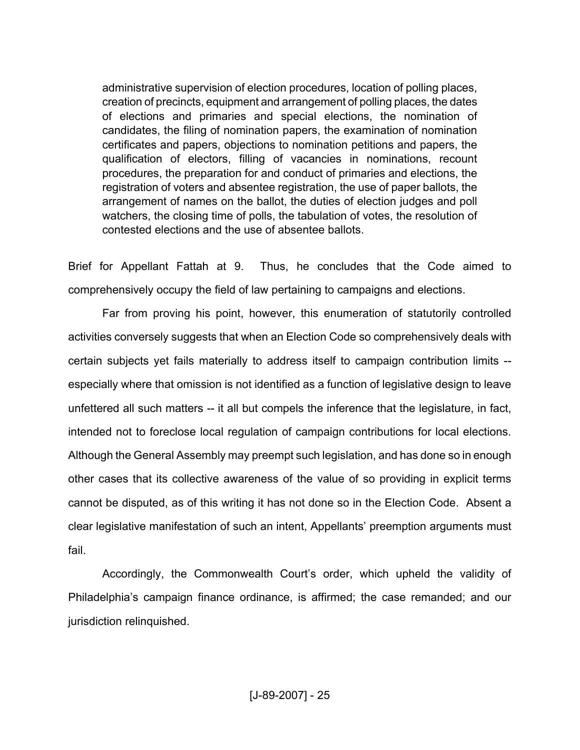> administrative supervision of election procedures, location of polling places, creation of precincts, equipment and arrangement of polling places, the dates of elections and primaries and special elections, the nomination of candidates, the filing of nomination papers, the examination of nomination certificates and papers, objections to nomination petitions and papers, the qualification of electors, filling of vacancies in nominations, recount procedures, the preparation for and conduct of primaries and elections, the registration of voters and absentee registration, the use of paper ballots, the arrangement of names on the ballot, the duties of election judges and poll watchers, the closing time of polls, the tabulation of votes, the resolution of contested elections and the use of absentee ballots.

Brief for Appellant Fattah at 9. Thus, he concludes that the Code aimed to comprehensively occupy the field of law pertaining to campaigns and elections.

Far from proving his point, however, this enumeration of statutorily controlled activities conversely suggests that when an Election Code so comprehensively deals with certain subjects yet fails materially to address itself to campaign contribution limits -- especially where that omission is not identified as a function of legislative design to leave unfettered all such matters -- it all but compels the inference that the legislature, in fact, intended not to foreclose local regulation of campaign contributions for local elections. Although the General Assembly may preempt such legislation, and has done so in enough other cases that its collective awareness of the value of so providing in explicit terms cannot be disputed, as of this writing it has not done so in the Election Code. Absent a clear legislative manifestation of such an intent, Appellants' preemption arguments must fail.

Accordingly, the Commonwealth Court's order, which upheld the validity of Philadelphia's campaign finance ordinance, is affirmed; the case remanded; and our jurisdiction relinquished.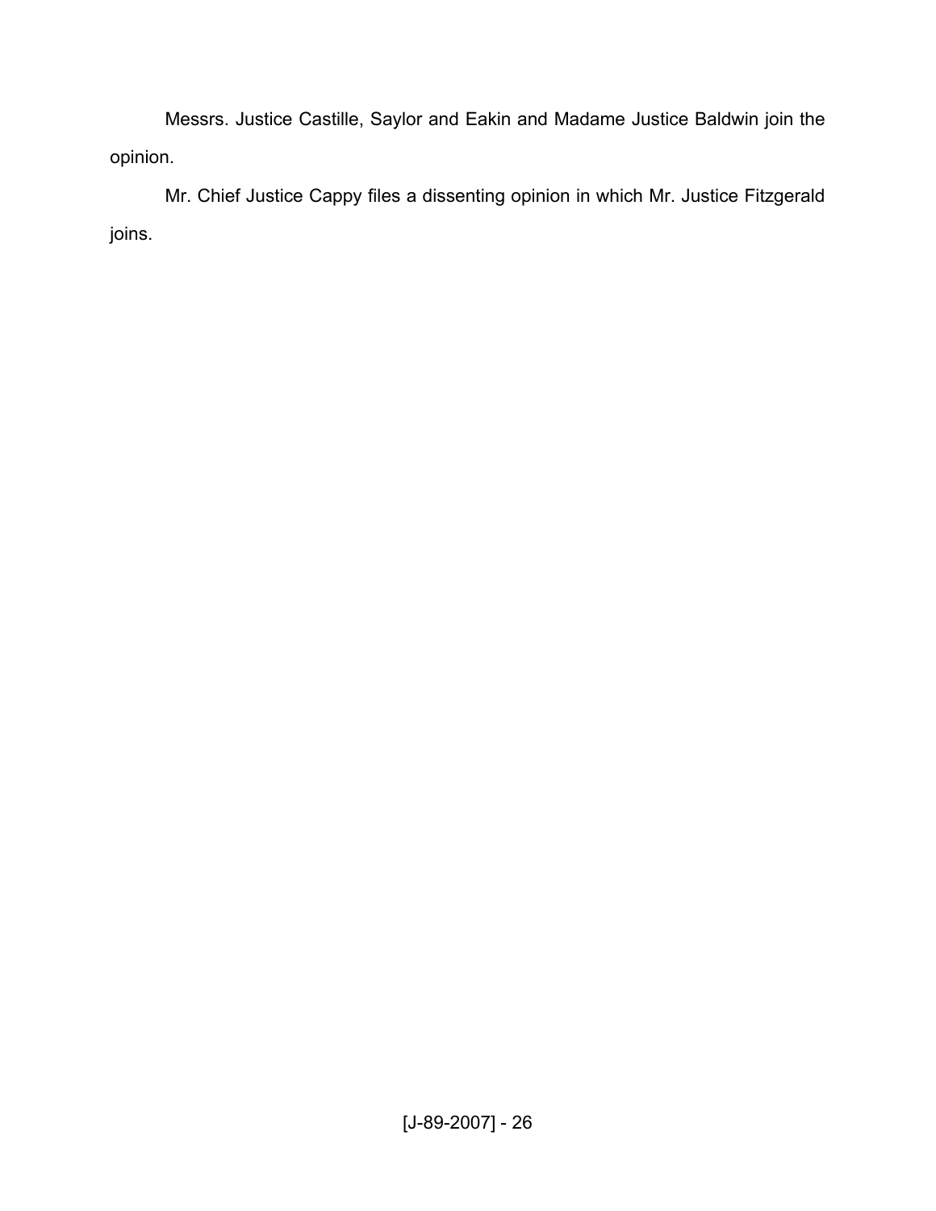Messrs. Justice Castille, Saylor and Eakin and Madame Justice Baldwin join the opinion.

Mr. Chief Justice Cappy files a dissenting opinion in which Mr. Justice Fitzgerald joins.